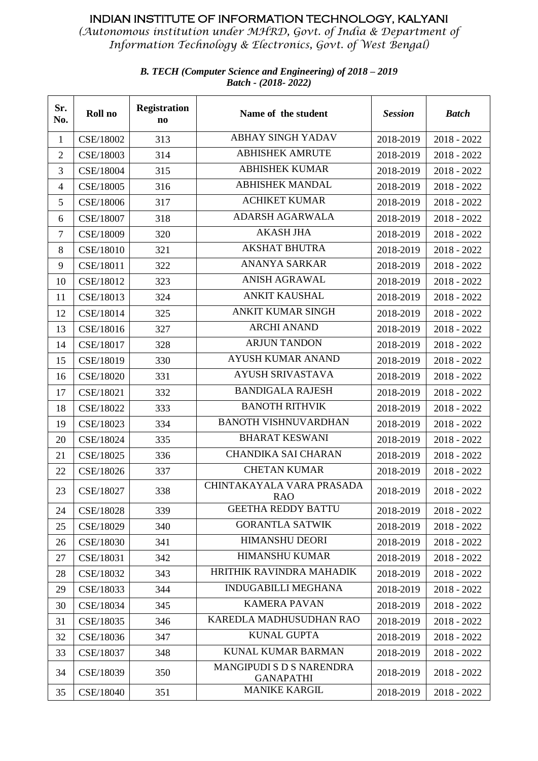# INDIAN INSTITUTE OF INFORMATION TECHNOLOGY, KALYANI

*(Autonomous institution under MHRD, Govt. of India & Department of Information Technology & Electronics, Govt. of West Bengal)*

***B. TECH (Computer Science and Engineering) of 2018 – 2019***
***Batch - (2018- 2022)***

| Sr. No. | Roll no | Registration no | Name of the student | *Session* | *Batch* |
|---|---|---|---|---|---|
| 1 | CSE/18002 | 313 | ABHAY SINGH YADAV | 2018-2019 | 2018 - 2022 |
| 2 | CSE/18003 | 314 | ABHISHEK AMRUTE | 2018-2019 | 2018 - 2022 |
| 3 | CSE/18004 | 315 | ABHISHEK KUMAR | 2018-2019 | 2018 - 2022 |
| 4 | CSE/18005 | 316 | ABHISHEK MANDAL | 2018-2019 | 2018 - 2022 |
| 5 | CSE/18006 | 317 | ACHIKET KUMAR | 2018-2019 | 2018 - 2022 |
| 6 | CSE/18007 | 318 | ADARSH AGARWALA | 2018-2019 | 2018 - 2022 |
| 7 | CSE/18009 | 320 | AKASH JHA | 2018-2019 | 2018 - 2022 |
| 8 | CSE/18010 | 321 | AKSHAT BHUTRA | 2018-2019 | 2018 - 2022 |
| 9 | CSE/18011 | 322 | ANANYA SARKAR | 2018-2019 | 2018 - 2022 |
| 10 | CSE/18012 | 323 | ANISH AGRAWAL | 2018-2019 | 2018 - 2022 |
| 11 | CSE/18013 | 324 | ANKIT KAUSHAL | 2018-2019 | 2018 - 2022 |
| 12 | CSE/18014 | 325 | ANKIT KUMAR SINGH | 2018-2019 | 2018 - 2022 |
| 13 | CSE/18016 | 327 | ARCHI ANAND | 2018-2019 | 2018 - 2022 |
| 14 | CSE/18017 | 328 | ARJUN TANDON | 2018-2019 | 2018 - 2022 |
| 15 | CSE/18019 | 330 | AYUSH KUMAR ANAND | 2018-2019 | 2018 - 2022 |
| 16 | CSE/18020 | 331 | AYUSH SRIVASTAVA | 2018-2019 | 2018 - 2022 |
| 17 | CSE/18021 | 332 | BANDIGALA RAJESH | 2018-2019 | 2018 - 2022 |
| 18 | CSE/18022 | 333 | BANOTH RITHVIK | 2018-2019 | 2018 - 2022 |
| 19 | CSE/18023 | 334 | BANOTH VISHNUVARDHAN | 2018-2019 | 2018 - 2022 |
| 20 | CSE/18024 | 335 | BHARAT KESWANI | 2018-2019 | 2018 - 2022 |
| 21 | CSE/18025 | 336 | CHANDIKA SAI CHARAN | 2018-2019 | 2018 - 2022 |
| 22 | CSE/18026 | 337 | CHETAN KUMAR | 2018-2019 | 2018 - 2022 |
| 23 | CSE/18027 | 338 | CHINTAKAYALA VARA PRASADA RAO | 2018-2019 | 2018 - 2022 |
| 24 | CSE/18028 | 339 | GEETHA REDDY BATTU | 2018-2019 | 2018 - 2022 |
| 25 | CSE/18029 | 340 | GORANTLA SATWIK | 2018-2019 | 2018 - 2022 |
| 26 | CSE/18030 | 341 | HIMANSHU DEORI | 2018-2019 | 2018 - 2022 |
| 27 | CSE/18031 | 342 | HIMANSHU KUMAR | 2018-2019 | 2018 - 2022 |
| 28 | CSE/18032 | 343 | HRITHIK RAVINDRA MAHADIK | 2018-2019 | 2018 - 2022 |
| 29 | CSE/18033 | 344 | INDUGABILLI MEGHANA | 2018-2019 | 2018 - 2022 |
| 30 | CSE/18034 | 345 | KAMERA PAVAN | 2018-2019 | 2018 - 2022 |
| 31 | CSE/18035 | 346 | KAREDLA MADHUSUDHAN RAO | 2018-2019 | 2018 - 2022 |
| 32 | CSE/18036 | 347 | KUNAL GUPTA | 2018-2019 | 2018 - 2022 |
| 33 | CSE/18037 | 348 | KUNAL KUMAR BARMAN | 2018-2019 | 2018 - 2022 |
| 34 | CSE/18039 | 350 | MANGIPUDI S D S NARENDRA GANAPATHI | 2018-2019 | 2018 - 2022 |
| 35 | CSE/18040 | 351 | MANIKE KARGIL | 2018-2019 | 2018 - 2022 |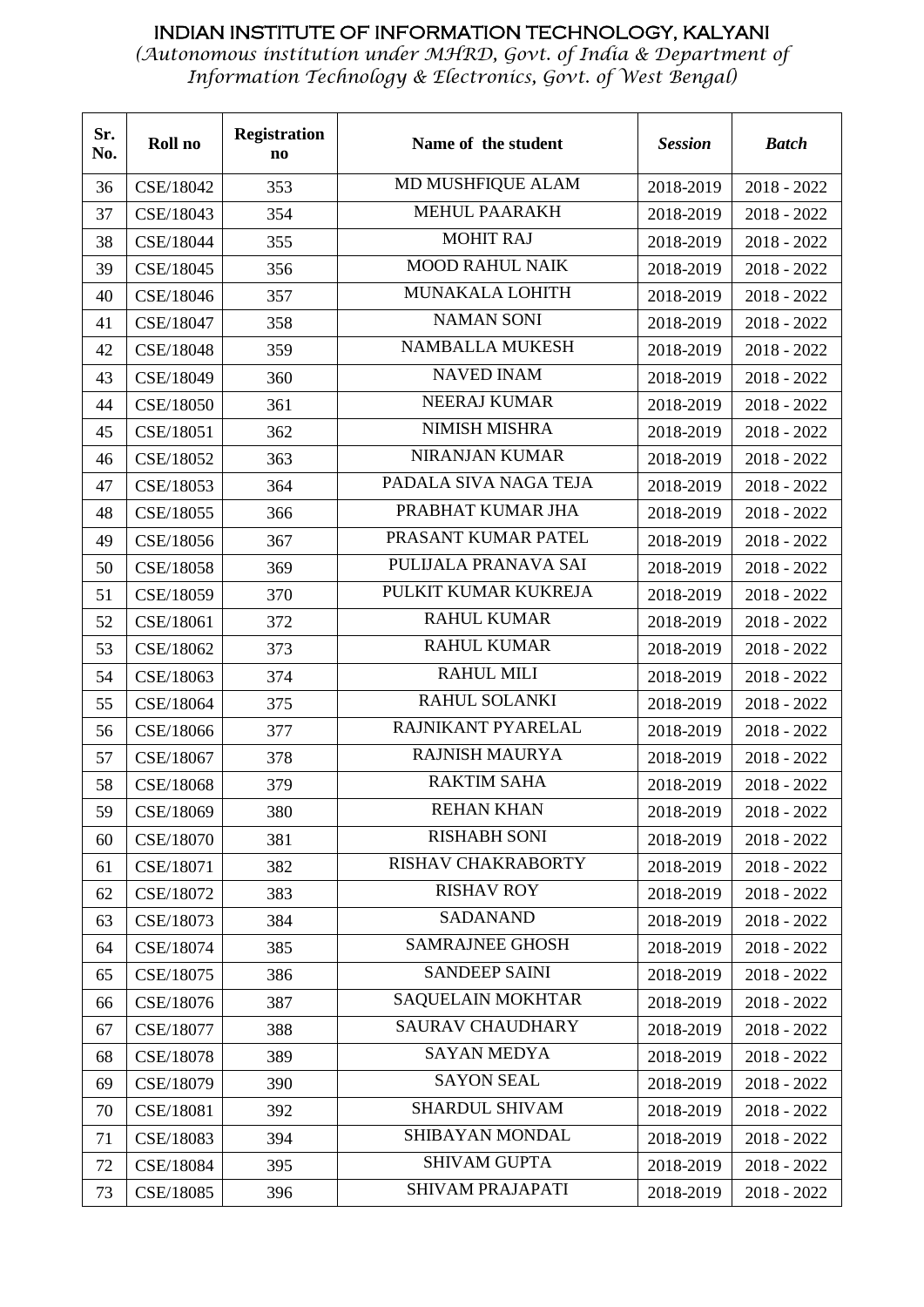# INDIAN INSTITUTE OF INFORMATION TECHNOLOGY, KALYANI

*(Autonomous institution under MHRD, Govt. of India & Department of Information Technology & Electronics, Govt. of West Bengal)*

| Sr. No. | Roll no | Registration no | Name of the student | *Session* | *Batch* |
|---|---|---|---|---|---|
| 36 | CSE/18042 | 353 | MD MUSHFIQUE ALAM | 2018-2019 | 2018 - 2022 |
| 37 | CSE/18043 | 354 | MEHUL PAARAKH | 2018-2019 | 2018 - 2022 |
| 38 | CSE/18044 | 355 | MOHIT RAJ | 2018-2019 | 2018 - 2022 |
| 39 | CSE/18045 | 356 | MOOD RAHUL NAIK | 2018-2019 | 2018 - 2022 |
| 40 | CSE/18046 | 357 | MUNAKALA LOHITH | 2018-2019 | 2018 - 2022 |
| 41 | CSE/18047 | 358 | NAMAN SONI | 2018-2019 | 2018 - 2022 |
| 42 | CSE/18048 | 359 | NAMBALLA MUKESH | 2018-2019 | 2018 - 2022 |
| 43 | CSE/18049 | 360 | NAVED INAM | 2018-2019 | 2018 - 2022 |
| 44 | CSE/18050 | 361 | NEERAJ KUMAR | 2018-2019 | 2018 - 2022 |
| 45 | CSE/18051 | 362 | NIMISH MISHRA | 2018-2019 | 2018 - 2022 |
| 46 | CSE/18052 | 363 | NIRANJAN KUMAR | 2018-2019 | 2018 - 2022 |
| 47 | CSE/18053 | 364 | PADALA SIVA NAGA TEJA | 2018-2019 | 2018 - 2022 |
| 48 | CSE/18055 | 366 | PRABHAT KUMAR JHA | 2018-2019 | 2018 - 2022 |
| 49 | CSE/18056 | 367 | PRASANT KUMAR PATEL | 2018-2019 | 2018 - 2022 |
| 50 | CSE/18058 | 369 | PULIJALA PRANAVA SAI | 2018-2019 | 2018 - 2022 |
| 51 | CSE/18059 | 370 | PULKIT KUMAR KUKREJA | 2018-2019 | 2018 - 2022 |
| 52 | CSE/18061 | 372 | RAHUL KUMAR | 2018-2019 | 2018 - 2022 |
| 53 | CSE/18062 | 373 | RAHUL KUMAR | 2018-2019 | 2018 - 2022 |
| 54 | CSE/18063 | 374 | RAHUL MILI | 2018-2019 | 2018 - 2022 |
| 55 | CSE/18064 | 375 | RAHUL SOLANKI | 2018-2019 | 2018 - 2022 |
| 56 | CSE/18066 | 377 | RAJNIKANT PYARELAL | 2018-2019 | 2018 - 2022 |
| 57 | CSE/18067 | 378 | RAJNISH MAURYA | 2018-2019 | 2018 - 2022 |
| 58 | CSE/18068 | 379 | RAKTIM SAHA | 2018-2019 | 2018 - 2022 |
| 59 | CSE/18069 | 380 | REHAN KHAN | 2018-2019 | 2018 - 2022 |
| 60 | CSE/18070 | 381 | RISHABH SONI | 2018-2019 | 2018 - 2022 |
| 61 | CSE/18071 | 382 | RISHAV CHAKRABORTY | 2018-2019 | 2018 - 2022 |
| 62 | CSE/18072 | 383 | RISHAV ROY | 2018-2019 | 2018 - 2022 |
| 63 | CSE/18073 | 384 | SADANAND | 2018-2019 | 2018 - 2022 |
| 64 | CSE/18074 | 385 | SAMRAJNEE GHOSH | 2018-2019 | 2018 - 2022 |
| 65 | CSE/18075 | 386 | SANDEEP SAINI | 2018-2019 | 2018 - 2022 |
| 66 | CSE/18076 | 387 | SAQUELAIN MOKHTAR | 2018-2019 | 2018 - 2022 |
| 67 | CSE/18077 | 388 | SAURAV CHAUDHARY | 2018-2019 | 2018 - 2022 |
| 68 | CSE/18078 | 389 | SAYAN MEDYA | 2018-2019 | 2018 - 2022 |
| 69 | CSE/18079 | 390 | SAYON SEAL | 2018-2019 | 2018 - 2022 |
| 70 | CSE/18081 | 392 | SHARDUL SHIVAM | 2018-2019 | 2018 - 2022 |
| 71 | CSE/18083 | 394 | SHIBAYAN MONDAL | 2018-2019 | 2018 - 2022 |
| 72 | CSE/18084 | 395 | SHIVAM GUPTA | 2018-2019 | 2018 - 2022 |
| 73 | CSE/18085 | 396 | SHIVAM PRAJAPATI | 2018-2019 | 2018 - 2022 |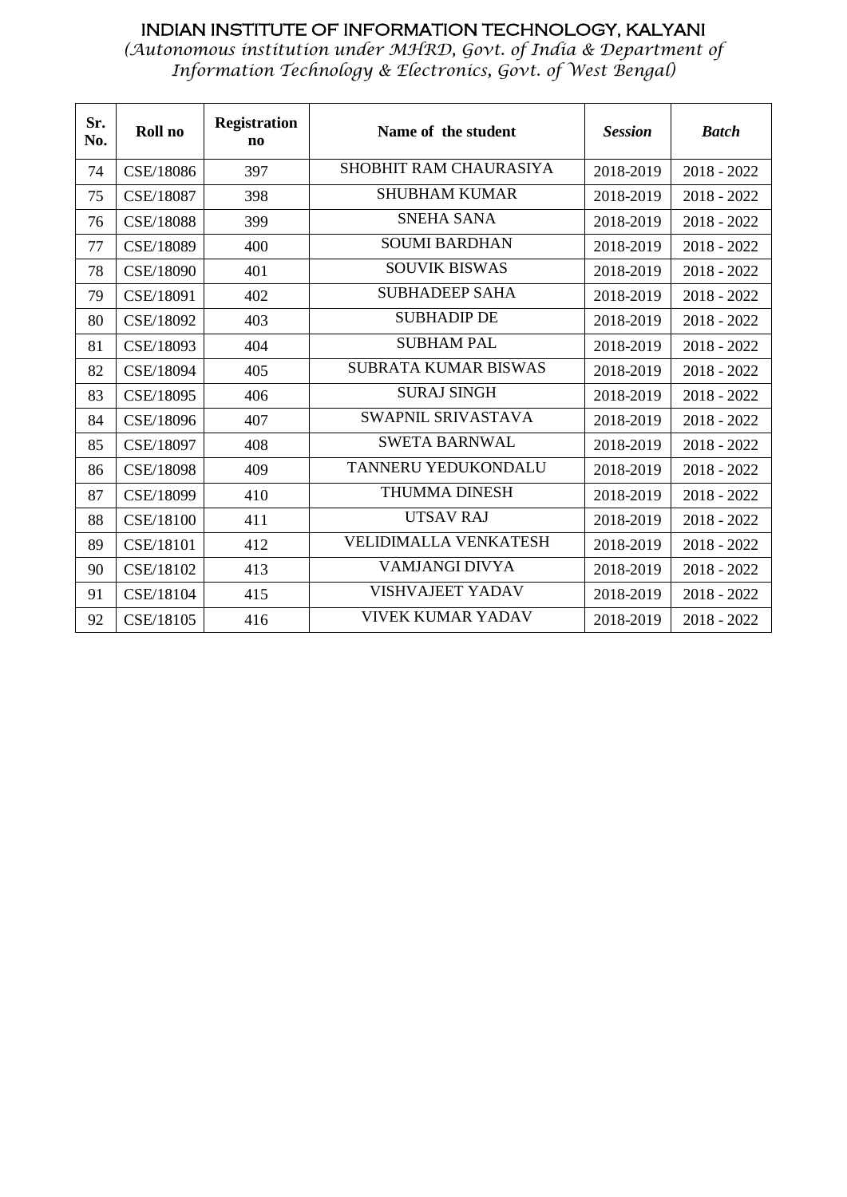# INDIAN INSTITUTE OF INFORMATION TECHNOLOGY, KALYANI

*(Autonomous institution under MHRD, Govt. of India & Department of Information Technology & Electronics, Govt. of West Bengal)*

| Sr. No. | Roll no | Registration no | Name of the student | *Session* | *Batch* |
|---|---|---|---|---|---|
| 74 | CSE/18086 | 397 | SHOBHIT RAM CHAURASIYA | 2018-2019 | 2018 - 2022 |
| 75 | CSE/18087 | 398 | SHUBHAM KUMAR | 2018-2019 | 2018 - 2022 |
| 76 | CSE/18088 | 399 | SNEHA SANA | 2018-2019 | 2018 - 2022 |
| 77 | CSE/18089 | 400 | SOUMI BARDHAN | 2018-2019 | 2018 - 2022 |
| 78 | CSE/18090 | 401 | SOUVIK BISWAS | 2018-2019 | 2018 - 2022 |
| 79 | CSE/18091 | 402 | SUBHADEEP SAHA | 2018-2019 | 2018 - 2022 |
| 80 | CSE/18092 | 403 | SUBHADIP DE | 2018-2019 | 2018 - 2022 |
| 81 | CSE/18093 | 404 | SUBHAM PAL | 2018-2019 | 2018 - 2022 |
| 82 | CSE/18094 | 405 | SUBRATA KUMAR BISWAS | 2018-2019 | 2018 - 2022 |
| 83 | CSE/18095 | 406 | SURAJ SINGH | 2018-2019 | 2018 - 2022 |
| 84 | CSE/18096 | 407 | SWAPNIL SRIVASTAVA | 2018-2019 | 2018 - 2022 |
| 85 | CSE/18097 | 408 | SWETA BARNWAL | 2018-2019 | 2018 - 2022 |
| 86 | CSE/18098 | 409 | TANNERU YEDUKONDALU | 2018-2019 | 2018 - 2022 |
| 87 | CSE/18099 | 410 | THUMMA DINESH | 2018-2019 | 2018 - 2022 |
| 88 | CSE/18100 | 411 | UTSAV RAJ | 2018-2019 | 2018 - 2022 |
| 89 | CSE/18101 | 412 | VELIDIMALLA VENKATESH | 2018-2019 | 2018 - 2022 |
| 90 | CSE/18102 | 413 | VAMJANGI DIVYA | 2018-2019 | 2018 - 2022 |
| 91 | CSE/18104 | 415 | VISHVAJEET YADAV | 2018-2019 | 2018 - 2022 |
| 92 | CSE/18105 | 416 | VIVEK KUMAR YADAV | 2018-2019 | 2018 - 2022 |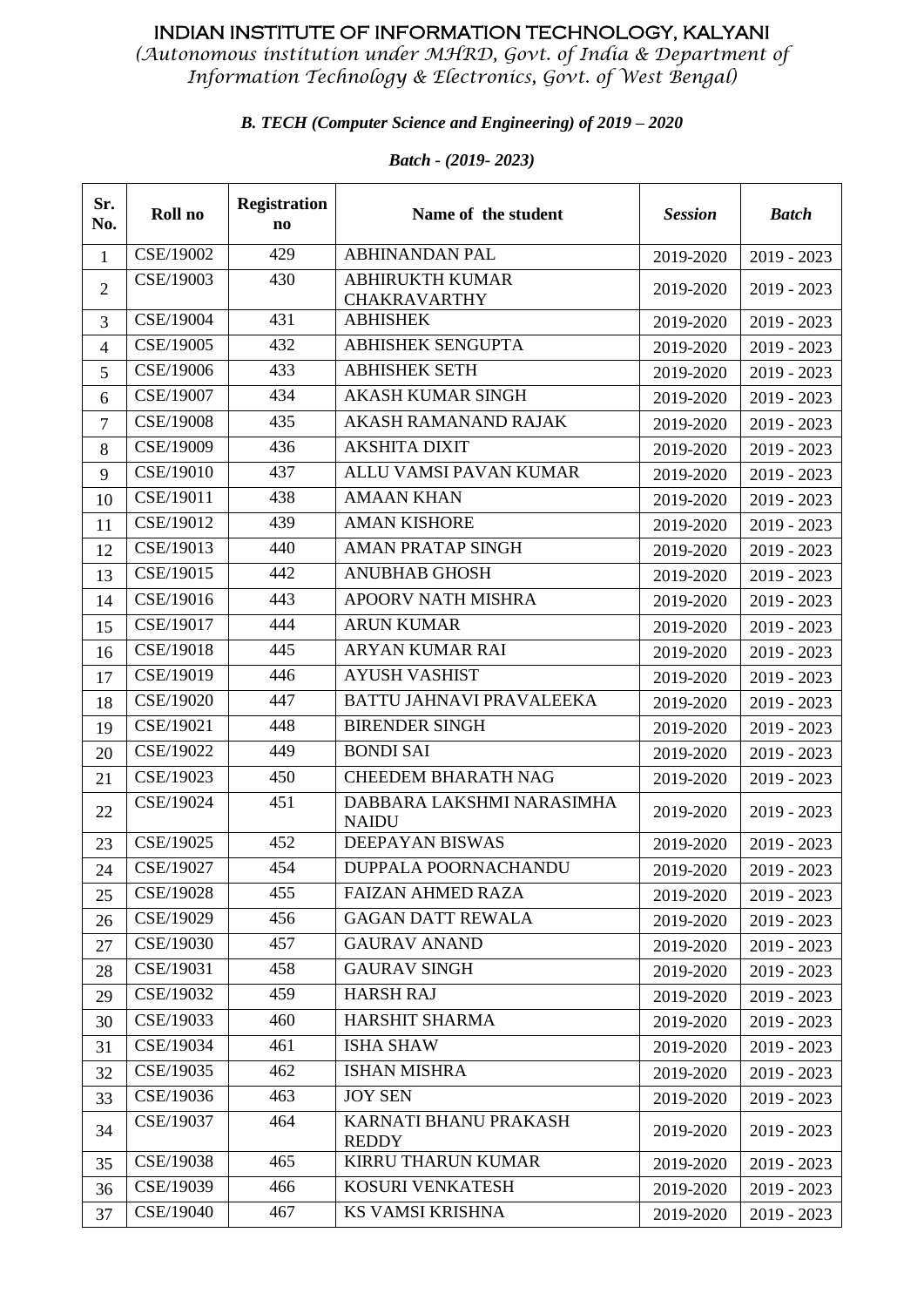# INDIAN INSTITUTE OF INFORMATION TECHNOLOGY, KALYANI

*(Autonomous institution under MHRD, Govt. of India & Department of Information Technology & Electronics, Govt. of West Bengal)*

***B. TECH (Computer Science and Engineering) of 2019 – 2020***

***Batch - (2019- 2023)***

| Sr. No. | Roll no | Registration no | Name of the student | *Session* | *Batch* |
|---|---|---|---|---|---|
| 1 | CSE/19002 | 429 | ABHINANDAN PAL | 2019-2020 | 2019 - 2023 |
| 2 | CSE/19003 | 430 | ABHIRUKTH KUMAR CHAKRAVARTHY | 2019-2020 | 2019 - 2023 |
| 3 | CSE/19004 | 431 | ABHISHEK | 2019-2020 | 2019 - 2023 |
| 4 | CSE/19005 | 432 | ABHISHEK SENGUPTA | 2019-2020 | 2019 - 2023 |
| 5 | CSE/19006 | 433 | ABHISHEK SETH | 2019-2020 | 2019 - 2023 |
| 6 | CSE/19007 | 434 | AKASH KUMAR SINGH | 2019-2020 | 2019 - 2023 |
| 7 | CSE/19008 | 435 | AKASH RAMANAND RAJAK | 2019-2020 | 2019 - 2023 |
| 8 | CSE/19009 | 436 | AKSHITA DIXIT | 2019-2020 | 2019 - 2023 |
| 9 | CSE/19010 | 437 | ALLU VAMSI PAVAN KUMAR | 2019-2020 | 2019 - 2023 |
| 10 | CSE/19011 | 438 | AMAAN KHAN | 2019-2020 | 2019 - 2023 |
| 11 | CSE/19012 | 439 | AMAN KISHORE | 2019-2020 | 2019 - 2023 |
| 12 | CSE/19013 | 440 | AMAN PRATAP SINGH | 2019-2020 | 2019 - 2023 |
| 13 | CSE/19015 | 442 | ANUBHAB GHOSH | 2019-2020 | 2019 - 2023 |
| 14 | CSE/19016 | 443 | APOORV NATH MISHRA | 2019-2020 | 2019 - 2023 |
| 15 | CSE/19017 | 444 | ARUN KUMAR | 2019-2020 | 2019 - 2023 |
| 16 | CSE/19018 | 445 | ARYAN KUMAR RAI | 2019-2020 | 2019 - 2023 |
| 17 | CSE/19019 | 446 | AYUSH VASHIST | 2019-2020 | 2019 - 2023 |
| 18 | CSE/19020 | 447 | BATTU JAHNAVI PRAVALEEKA | 2019-2020 | 2019 - 2023 |
| 19 | CSE/19021 | 448 | BIRENDER SINGH | 2019-2020 | 2019 - 2023 |
| 20 | CSE/19022 | 449 | BONDI SAI | 2019-2020 | 2019 - 2023 |
| 21 | CSE/19023 | 450 | CHEEDEM BHARATH NAG | 2019-2020 | 2019 - 2023 |
| 22 | CSE/19024 | 451 | DABBARA LAKSHMI NARASIMHA NAIDU | 2019-2020 | 2019 - 2023 |
| 23 | CSE/19025 | 452 | DEEPAYAN BISWAS | 2019-2020 | 2019 - 2023 |
| 24 | CSE/19027 | 454 | DUPPALA POORNACHANDU | 2019-2020 | 2019 - 2023 |
| 25 | CSE/19028 | 455 | FAIZAN AHMED RAZA | 2019-2020 | 2019 - 2023 |
| 26 | CSE/19029 | 456 | GAGAN DATT REWALA | 2019-2020 | 2019 - 2023 |
| 27 | CSE/19030 | 457 | GAURAV ANAND | 2019-2020 | 2019 - 2023 |
| 28 | CSE/19031 | 458 | GAURAV SINGH | 2019-2020 | 2019 - 2023 |
| 29 | CSE/19032 | 459 | HARSH RAJ | 2019-2020 | 2019 - 2023 |
| 30 | CSE/19033 | 460 | HARSHIT SHARMA | 2019-2020 | 2019 - 2023 |
| 31 | CSE/19034 | 461 | ISHA SHAW | 2019-2020 | 2019 - 2023 |
| 32 | CSE/19035 | 462 | ISHAN MISHRA | 2019-2020 | 2019 - 2023 |
| 33 | CSE/19036 | 463 | JOY SEN | 2019-2020 | 2019 - 2023 |
| 34 | CSE/19037 | 464 | KARNATI BHANU PRAKASH REDDY | 2019-2020 | 2019 - 2023 |
| 35 | CSE/19038 | 465 | KIRRU THARUN KUMAR | 2019-2020 | 2019 - 2023 |
| 36 | CSE/19039 | 466 | KOSURI VENKATESH | 2019-2020 | 2019 - 2023 |
| 37 | CSE/19040 | 467 | KS VAMSI KRISHNA | 2019-2020 | 2019 - 2023 |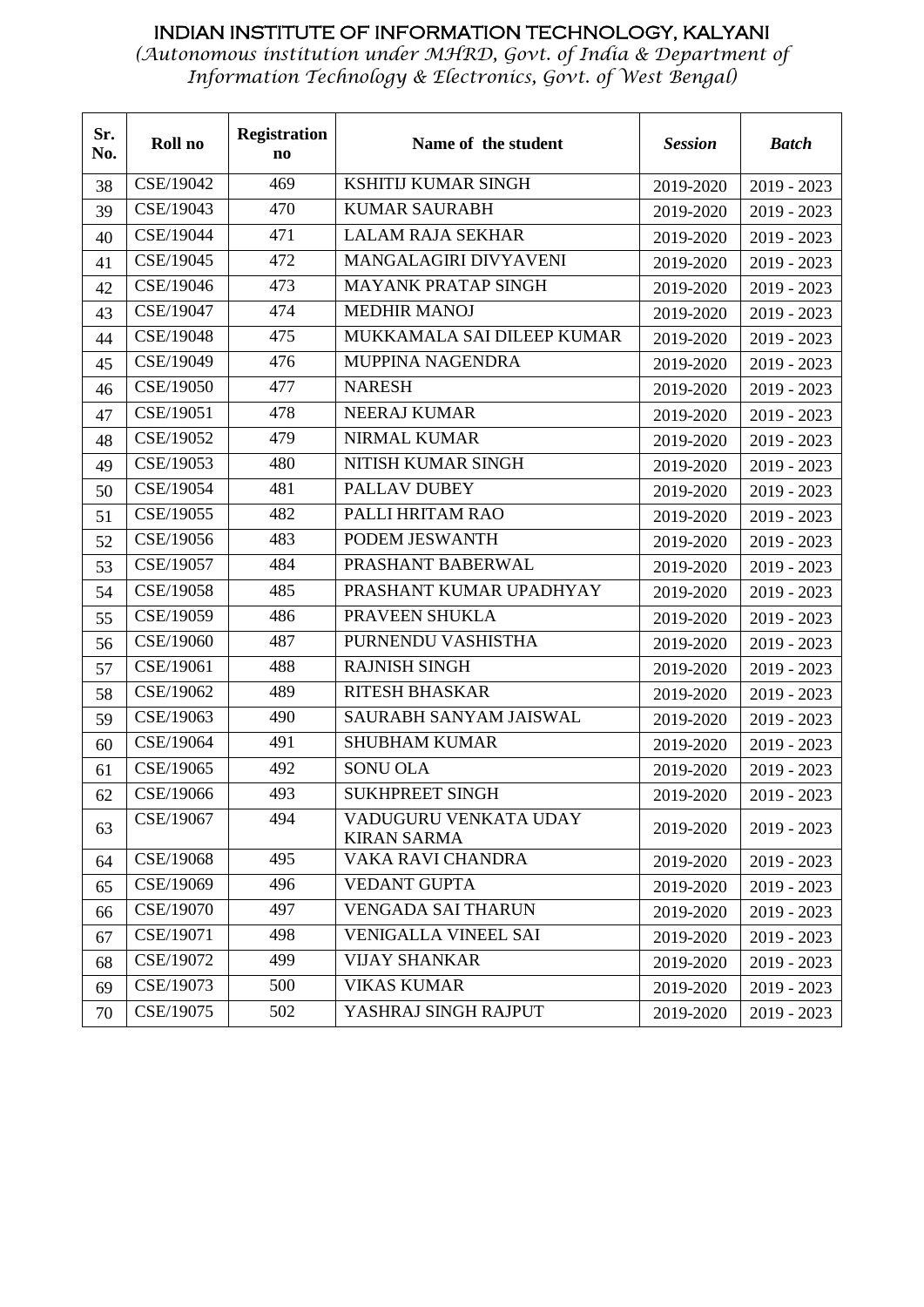# INDIAN INSTITUTE OF INFORMATION TECHNOLOGY, KALYANI

*(Autonomous institution under MHRD, Govt. of India & Department of Information Technology & Electronics, Govt. of West Bengal)*

| Sr. No. | Roll no | Registration no | Name of the student | *Session* | *Batch* |
|---|---|---|---|---|---|
| 38 | CSE/19042 | 469 | KSHITIJ KUMAR SINGH | 2019-2020 | 2019 - 2023 |
| 39 | CSE/19043 | 470 | KUMAR SAURABH | 2019-2020 | 2019 - 2023 |
| 40 | CSE/19044 | 471 | LALAM RAJA SEKHAR | 2019-2020 | 2019 - 2023 |
| 41 | CSE/19045 | 472 | MANGALAGIRI DIVYAVENI | 2019-2020 | 2019 - 2023 |
| 42 | CSE/19046 | 473 | MAYANK PRATAP SINGH | 2019-2020 | 2019 - 2023 |
| 43 | CSE/19047 | 474 | MEDHIR MANOJ | 2019-2020 | 2019 - 2023 |
| 44 | CSE/19048 | 475 | MUKKAMALA SAI DILEEP KUMAR | 2019-2020 | 2019 - 2023 |
| 45 | CSE/19049 | 476 | MUPPINA NAGENDRA | 2019-2020 | 2019 - 2023 |
| 46 | CSE/19050 | 477 | NARESH | 2019-2020 | 2019 - 2023 |
| 47 | CSE/19051 | 478 | NEERAJ KUMAR | 2019-2020 | 2019 - 2023 |
| 48 | CSE/19052 | 479 | NIRMAL KUMAR | 2019-2020 | 2019 - 2023 |
| 49 | CSE/19053 | 480 | NITISH KUMAR SINGH | 2019-2020 | 2019 - 2023 |
| 50 | CSE/19054 | 481 | PALLAV DUBEY | 2019-2020 | 2019 - 2023 |
| 51 | CSE/19055 | 482 | PALLI HRITAM RAO | 2019-2020 | 2019 - 2023 |
| 52 | CSE/19056 | 483 | PODEM JESWANTH | 2019-2020 | 2019 - 2023 |
| 53 | CSE/19057 | 484 | PRASHANT BABERWAL | 2019-2020 | 2019 - 2023 |
| 54 | CSE/19058 | 485 | PRASHANT KUMAR UPADHYAY | 2019-2020 | 2019 - 2023 |
| 55 | CSE/19059 | 486 | PRAVEEN SHUKLA | 2019-2020 | 2019 - 2023 |
| 56 | CSE/19060 | 487 | PURNENDU VASHISTHA | 2019-2020 | 2019 - 2023 |
| 57 | CSE/19061 | 488 | RAJNISH SINGH | 2019-2020 | 2019 - 2023 |
| 58 | CSE/19062 | 489 | RITESH BHASKAR | 2019-2020 | 2019 - 2023 |
| 59 | CSE/19063 | 490 | SAURABH SANYAM JAISWAL | 2019-2020 | 2019 - 2023 |
| 60 | CSE/19064 | 491 | SHUBHAM KUMAR | 2019-2020 | 2019 - 2023 |
| 61 | CSE/19065 | 492 | SONU OLA | 2019-2020 | 2019 - 2023 |
| 62 | CSE/19066 | 493 | SUKHPREET SINGH | 2019-2020 | 2019 - 2023 |
| 63 | CSE/19067 | 494 | VADUGURU VENKATA UDAY KIRAN SARMA | 2019-2020 | 2019 - 2023 |
| 64 | CSE/19068 | 495 | VAKA RAVI CHANDRA | 2019-2020 | 2019 - 2023 |
| 65 | CSE/19069 | 496 | VEDANT GUPTA | 2019-2020 | 2019 - 2023 |
| 66 | CSE/19070 | 497 | VENGADA SAI THARUN | 2019-2020 | 2019 - 2023 |
| 67 | CSE/19071 | 498 | VENIGALLA VINEEL SAI | 2019-2020 | 2019 - 2023 |
| 68 | CSE/19072 | 499 | VIJAY SHANKAR | 2019-2020 | 2019 - 2023 |
| 69 | CSE/19073 | 500 | VIKAS KUMAR | 2019-2020 | 2019 - 2023 |
| 70 | CSE/19075 | 502 | YASHRAJ SINGH RAJPUT | 2019-2020 | 2019 - 2023 |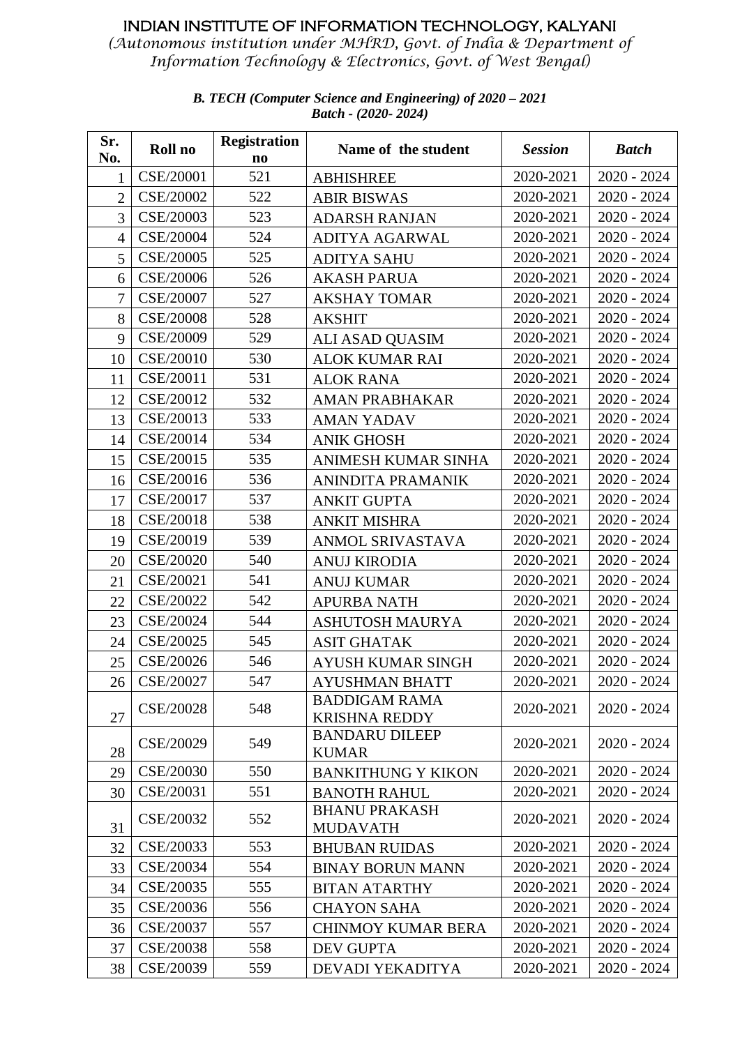# INDIAN INSTITUTE OF INFORMATION TECHNOLOGY, KALYANI

*(Autonomous institution under MHRD, Govt. of India & Department of Information Technology & Electronics, Govt. of West Bengal)*

***B. TECH (Computer Science and Engineering) of 2020 – 2021***
***Batch - (2020- 2024)***

| Sr. No. | Roll no | Registration no | Name of the student | *Session* | *Batch* |
|---|---|---|---|---|---|
| 1 | CSE/20001 | 521 | ABHISHREE | 2020-2021 | 2020 - 2024 |
| 2 | CSE/20002 | 522 | ABIR BISWAS | 2020-2021 | 2020 - 2024 |
| 3 | CSE/20003 | 523 | ADARSH RANJAN | 2020-2021 | 2020 - 2024 |
| 4 | CSE/20004 | 524 | ADITYA AGARWAL | 2020-2021 | 2020 - 2024 |
| 5 | CSE/20005 | 525 | ADITYA SAHU | 2020-2021 | 2020 - 2024 |
| 6 | CSE/20006 | 526 | AKASH PARUA | 2020-2021 | 2020 - 2024 |
| 7 | CSE/20007 | 527 | AKSHAY TOMAR | 2020-2021 | 2020 - 2024 |
| 8 | CSE/20008 | 528 | AKSHIT | 2020-2021 | 2020 - 2024 |
| 9 | CSE/20009 | 529 | ALI ASAD QUASIM | 2020-2021 | 2020 - 2024 |
| 10 | CSE/20010 | 530 | ALOK KUMAR RAI | 2020-2021 | 2020 - 2024 |
| 11 | CSE/20011 | 531 | ALOK RANA | 2020-2021 | 2020 - 2024 |
| 12 | CSE/20012 | 532 | AMAN PRABHAKAR | 2020-2021 | 2020 - 2024 |
| 13 | CSE/20013 | 533 | AMAN YADAV | 2020-2021 | 2020 - 2024 |
| 14 | CSE/20014 | 534 | ANIK GHOSH | 2020-2021 | 2020 - 2024 |
| 15 | CSE/20015 | 535 | ANIMESH KUMAR SINHA | 2020-2021 | 2020 - 2024 |
| 16 | CSE/20016 | 536 | ANINDITA PRAMANIK | 2020-2021 | 2020 - 2024 |
| 17 | CSE/20017 | 537 | ANKIT GUPTA | 2020-2021 | 2020 - 2024 |
| 18 | CSE/20018 | 538 | ANKIT MISHRA | 2020-2021 | 2020 - 2024 |
| 19 | CSE/20019 | 539 | ANMOL SRIVASTAVA | 2020-2021 | 2020 - 2024 |
| 20 | CSE/20020 | 540 | ANUJ KIRODIA | 2020-2021 | 2020 - 2024 |
| 21 | CSE/20021 | 541 | ANUJ KUMAR | 2020-2021 | 2020 - 2024 |
| 22 | CSE/20022 | 542 | APURBA NATH | 2020-2021 | 2020 - 2024 |
| 23 | CSE/20024 | 544 | ASHUTOSH MAURYA | 2020-2021 | 2020 - 2024 |
| 24 | CSE/20025 | 545 | ASIT GHATAK | 2020-2021 | 2020 - 2024 |
| 25 | CSE/20026 | 546 | AYUSH KUMAR SINGH | 2020-2021 | 2020 - 2024 |
| 26 | CSE/20027 | 547 | AYUSHMAN BHATT | 2020-2021 | 2020 - 2024 |
| 27 | CSE/20028 | 548 | BADDIGAM RAMA KRISHNA REDDY | 2020-2021 | 2020 - 2024 |
| 28 | CSE/20029 | 549 | BANDARU DILEEP KUMAR | 2020-2021 | 2020 - 2024 |
| 29 | CSE/20030 | 550 | BANKITHUNG Y KIKON | 2020-2021 | 2020 - 2024 |
| 30 | CSE/20031 | 551 | BANOTH RAHUL | 2020-2021 | 2020 - 2024 |
| 31 | CSE/20032 | 552 | BHANU PRAKASH MUDAVATH | 2020-2021 | 2020 - 2024 |
| 32 | CSE/20033 | 553 | BHUBAN RUIDAS | 2020-2021 | 2020 - 2024 |
| 33 | CSE/20034 | 554 | BINAY BORUN MANN | 2020-2021 | 2020 - 2024 |
| 34 | CSE/20035 | 555 | BITAN ATARTHY | 2020-2021 | 2020 - 2024 |
| 35 | CSE/20036 | 556 | CHAYON SAHA | 2020-2021 | 2020 - 2024 |
| 36 | CSE/20037 | 557 | CHINMOY KUMAR BERA | 2020-2021 | 2020 - 2024 |
| 37 | CSE/20038 | 558 | DEV GUPTA | 2020-2021 | 2020 - 2024 |
| 38 | CSE/20039 | 559 | DEVADI YEKADITYA | 2020-2021 | 2020 - 2024 |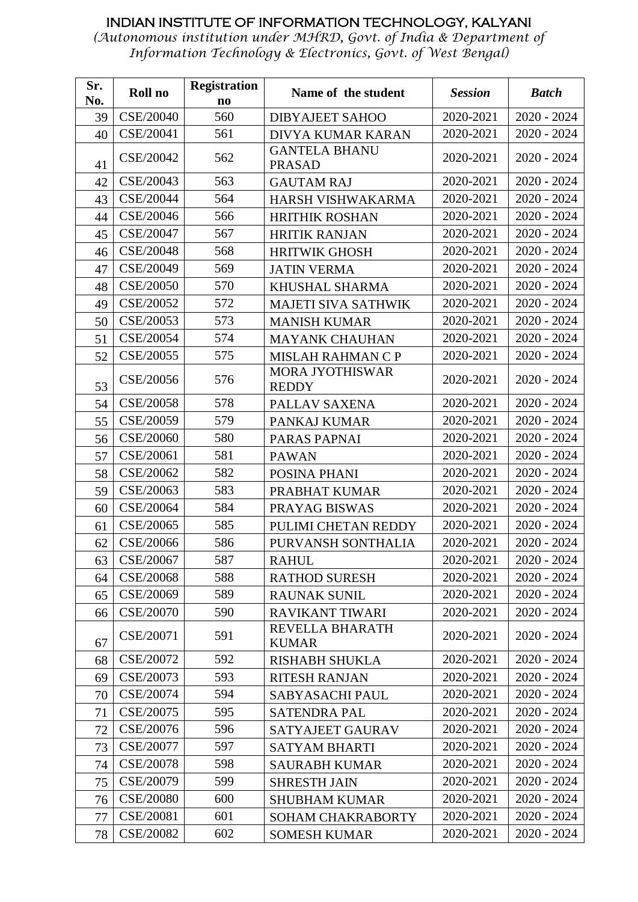INDIAN INSTITUTE OF INFORMATION TECHNOLOGY, KALYANI

*(Autonomous institution under MHRD, Govt. of India & Department of Information Technology & Electronics, Govt. of West Bengal)*

| Sr. No. | Roll no | Registration no | Name of the student | *Session* | *Batch* |
|---|---|---|---|---|---|
| 39 | CSE/20040 | 560 | DIBYAJEET SAHOO | 2020-2021 | 2020 - 2024 |
| 40 | CSE/20041 | 561 | DIVYA KUMAR KARAN | 2020-2021 | 2020 - 2024 |
| 41 | CSE/20042 | 562 | GANTELA BHANU PRASAD | 2020-2021 | 2020 - 2024 |
| 42 | CSE/20043 | 563 | GAUTAM RAJ | 2020-2021 | 2020 - 2024 |
| 43 | CSE/20044 | 564 | HARSH VISHWAKARMA | 2020-2021 | 2020 - 2024 |
| 44 | CSE/20046 | 566 | HRITHIK ROSHAN | 2020-2021 | 2020 - 2024 |
| 45 | CSE/20047 | 567 | HRITIK RANJAN | 2020-2021 | 2020 - 2024 |
| 46 | CSE/20048 | 568 | HRITWIK GHOSH | 2020-2021 | 2020 - 2024 |
| 47 | CSE/20049 | 569 | JATIN VERMA | 2020-2021 | 2020 - 2024 |
| 48 | CSE/20050 | 570 | KHUSHAL SHARMA | 2020-2021 | 2020 - 2024 |
| 49 | CSE/20052 | 572 | MAJETI SIVA SATHWIK | 2020-2021 | 2020 - 2024 |
| 50 | CSE/20053 | 573 | MANISH KUMAR | 2020-2021 | 2020 - 2024 |
| 51 | CSE/20054 | 574 | MAYANK CHAUHAN | 2020-2021 | 2020 - 2024 |
| 52 | CSE/20055 | 575 | MISLAH RAHMAN C P | 2020-2021 | 2020 - 2024 |
| 53 | CSE/20056 | 576 | MORA JYOTHISWAR REDDY | 2020-2021 | 2020 - 2024 |
| 54 | CSE/20058 | 578 | PALLAV SAXENA | 2020-2021 | 2020 - 2024 |
| 55 | CSE/20059 | 579 | PANKAJ KUMAR | 2020-2021 | 2020 - 2024 |
| 56 | CSE/20060 | 580 | PARAS PAPNAI | 2020-2021 | 2020 - 2024 |
| 57 | CSE/20061 | 581 | PAWAN | 2020-2021 | 2020 - 2024 |
| 58 | CSE/20062 | 582 | POSINA PHANI | 2020-2021 | 2020 - 2024 |
| 59 | CSE/20063 | 583 | PRABHAT KUMAR | 2020-2021 | 2020 - 2024 |
| 60 | CSE/20064 | 584 | PRAYAG BISWAS | 2020-2021 | 2020 - 2024 |
| 61 | CSE/20065 | 585 | PULIMI CHETAN REDDY | 2020-2021 | 2020 - 2024 |
| 62 | CSE/20066 | 586 | PURVANSH SONTHALIA | 2020-2021 | 2020 - 2024 |
| 63 | CSE/20067 | 587 | RAHUL | 2020-2021 | 2020 - 2024 |
| 64 | CSE/20068 | 588 | RATHOD SURESH | 2020-2021 | 2020 - 2024 |
| 65 | CSE/20069 | 589 | RAUNAK SUNIL | 2020-2021 | 2020 - 2024 |
| 66 | CSE/20070 | 590 | RAVIKANT TIWARI | 2020-2021 | 2020 - 2024 |
| 67 | CSE/20071 | 591 | REVELLA BHARATH KUMAR | 2020-2021 | 2020 - 2024 |
| 68 | CSE/20072 | 592 | RISHABH SHUKLA | 2020-2021 | 2020 - 2024 |
| 69 | CSE/20073 | 593 | RITESH RANJAN | 2020-2021 | 2020 - 2024 |
| 70 | CSE/20074 | 594 | SABYASACHI PAUL | 2020-2021 | 2020 - 2024 |
| 71 | CSE/20075 | 595 | SATENDRA PAL | 2020-2021 | 2020 - 2024 |
| 72 | CSE/20076 | 596 | SATYAJEET GAURAV | 2020-2021 | 2020 - 2024 |
| 73 | CSE/20077 | 597 | SATYAM BHARTI | 2020-2021 | 2020 - 2024 |
| 74 | CSE/20078 | 598 | SAURABH KUMAR | 2020-2021 | 2020 - 2024 |
| 75 | CSE/20079 | 599 | SHRESTH JAIN | 2020-2021 | 2020 - 2024 |
| 76 | CSE/20080 | 600 | SHUBHAM KUMAR | 2020-2021 | 2020 - 2024 |
| 77 | CSE/20081 | 601 | SOHAM CHAKRABORTY | 2020-2021 | 2020 - 2024 |
| 78 | CSE/20082 | 602 | SOMESH KUMAR | 2020-2021 | 2020 - 2024 |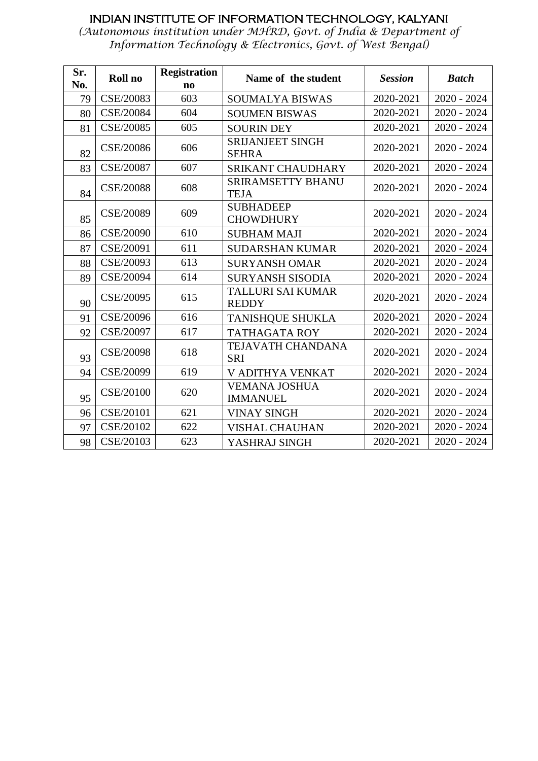INDIAN INSTITUTE OF INFORMATION TECHNOLOGY, KALYANI

*(Autonomous institution under MHRD, Govt. of India & Department of Information Technology & Electronics, Govt. of West Bengal)*

| Sr. No. | Roll no | Registration no | Name of the student | *Session* | *Batch* |
|---|---|---|---|---|---|
| 79 | CSE/20083 | 603 | SOUMALYA BISWAS | 2020-2021 | 2020 - 2024 |
| 80 | CSE/20084 | 604 | SOUMEN BISWAS | 2020-2021 | 2020 - 2024 |
| 81 | CSE/20085 | 605 | SOURIN DEY | 2020-2021 | 2020 - 2024 |
| 82 | CSE/20086 | 606 | SRIJANJEET SINGH SEHRA | 2020-2021 | 2020 - 2024 |
| 83 | CSE/20087 | 607 | SRIKANT CHAUDHARY | 2020-2021 | 2020 - 2024 |
| 84 | CSE/20088 | 608 | SRIRAMSETTY BHANU TEJA | 2020-2021 | 2020 - 2024 |
| 85 | CSE/20089 | 609 | SUBHADEEP CHOWDHURY | 2020-2021 | 2020 - 2024 |
| 86 | CSE/20090 | 610 | SUBHAM MAJI | 2020-2021 | 2020 - 2024 |
| 87 | CSE/20091 | 611 | SUDARSHAN KUMAR | 2020-2021 | 2020 - 2024 |
| 88 | CSE/20093 | 613 | SURYANSH OMAR | 2020-2021 | 2020 - 2024 |
| 89 | CSE/20094 | 614 | SURYANSH SISODIA | 2020-2021 | 2020 - 2024 |
| 90 | CSE/20095 | 615 | TALLURI SAI KUMAR REDDY | 2020-2021 | 2020 - 2024 |
| 91 | CSE/20096 | 616 | TANISHQUE SHUKLA | 2020-2021 | 2020 - 2024 |
| 92 | CSE/20097 | 617 | TATHAGATA ROY | 2020-2021 | 2020 - 2024 |
| 93 | CSE/20098 | 618 | TEJAVATH CHANDANA SRI | 2020-2021 | 2020 - 2024 |
| 94 | CSE/20099 | 619 | V ADITHYA VENKAT | 2020-2021 | 2020 - 2024 |
| 95 | CSE/20100 | 620 | VEMANA JOSHUA IMMANUEL | 2020-2021 | 2020 - 2024 |
| 96 | CSE/20101 | 621 | VINAY SINGH | 2020-2021 | 2020 - 2024 |
| 97 | CSE/20102 | 622 | VISHAL CHAUHAN | 2020-2021 | 2020 - 2024 |
| 98 | CSE/20103 | 623 | YASHRAJ SINGH | 2020-2021 | 2020 - 2024 |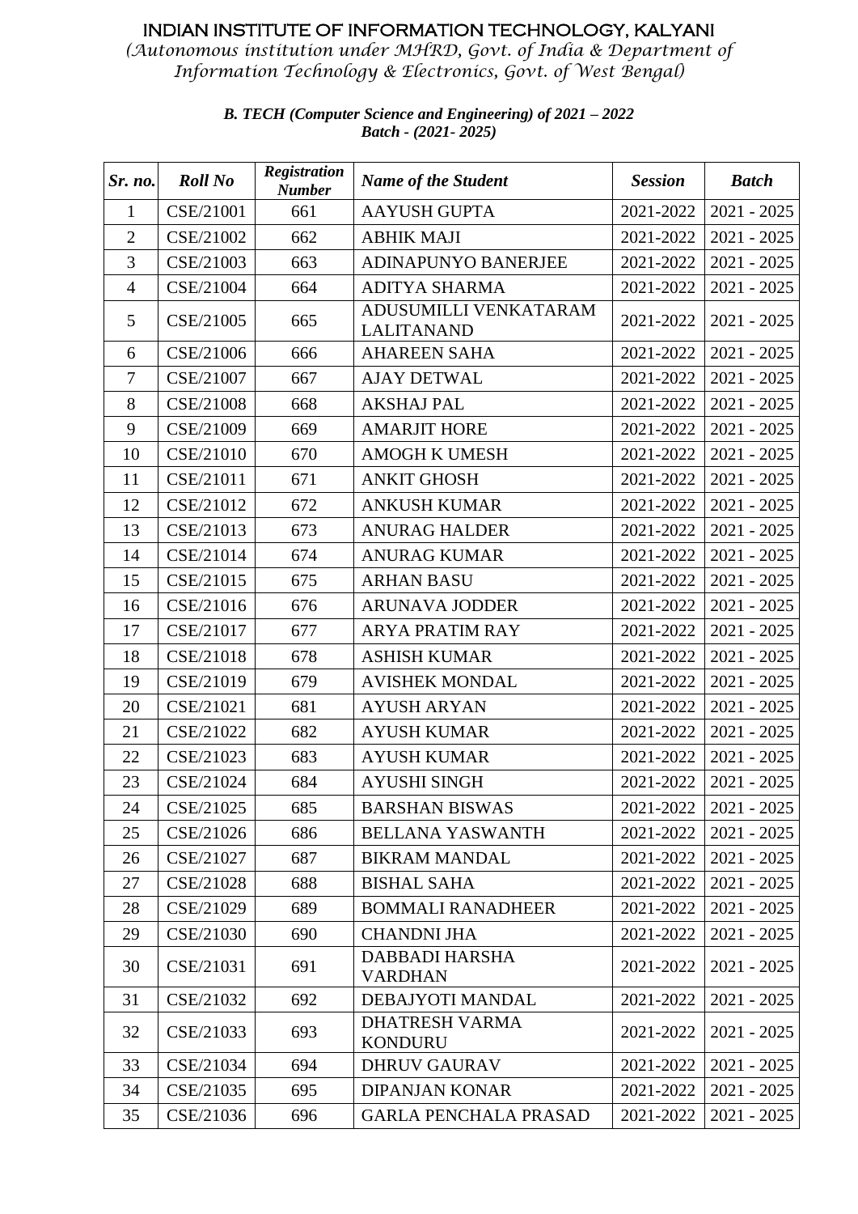# INDIAN INSTITUTE OF INFORMATION TECHNOLOGY, KALYANI

*(Autonomous institution under MHRD, Govt. of India & Department of Information Technology & Electronics, Govt. of West Bengal)*

***B. TECH (Computer Science and Engineering) of 2021 – 2022***
***Batch - (2021- 2025)***

| *Sr. no.* | *Roll No* | *Registration Number* | *Name of the Student* | *Session* | *Batch* |
|---|---|---|---|---|---|
| 1 | CSE/21001 | 661 | AAYUSH GUPTA | 2021-2022 | 2021 - 2025 |
| 2 | CSE/21002 | 662 | ABHIK MAJI | 2021-2022 | 2021 - 2025 |
| 3 | CSE/21003 | 663 | ADINAPUNYO BANERJEE | 2021-2022 | 2021 - 2025 |
| 4 | CSE/21004 | 664 | ADITYA SHARMA | 2021-2022 | 2021 - 2025 |
| 5 | CSE/21005 | 665 | ADUSUMILLI VENKATARAM LALITANAND | 2021-2022 | 2021 - 2025 |
| 6 | CSE/21006 | 666 | AHAREEN SAHA | 2021-2022 | 2021 - 2025 |
| 7 | CSE/21007 | 667 | AJAY DETWAL | 2021-2022 | 2021 - 2025 |
| 8 | CSE/21008 | 668 | AKSHAJ PAL | 2021-2022 | 2021 - 2025 |
| 9 | CSE/21009 | 669 | AMARJIT HORE | 2021-2022 | 2021 - 2025 |
| 10 | CSE/21010 | 670 | AMOGH K UMESH | 2021-2022 | 2021 - 2025 |
| 11 | CSE/21011 | 671 | ANKIT GHOSH | 2021-2022 | 2021 - 2025 |
| 12 | CSE/21012 | 672 | ANKUSH KUMAR | 2021-2022 | 2021 - 2025 |
| 13 | CSE/21013 | 673 | ANURAG HALDER | 2021-2022 | 2021 - 2025 |
| 14 | CSE/21014 | 674 | ANURAG KUMAR | 2021-2022 | 2021 - 2025 |
| 15 | CSE/21015 | 675 | ARHAN BASU | 2021-2022 | 2021 - 2025 |
| 16 | CSE/21016 | 676 | ARUNAVA JODDER | 2021-2022 | 2021 - 2025 |
| 17 | CSE/21017 | 677 | ARYA PRATIM RAY | 2021-2022 | 2021 - 2025 |
| 18 | CSE/21018 | 678 | ASHISH KUMAR | 2021-2022 | 2021 - 2025 |
| 19 | CSE/21019 | 679 | AVISHEK MONDAL | 2021-2022 | 2021 - 2025 |
| 20 | CSE/21021 | 681 | AYUSH ARYAN | 2021-2022 | 2021 - 2025 |
| 21 | CSE/21022 | 682 | AYUSH KUMAR | 2021-2022 | 2021 - 2025 |
| 22 | CSE/21023 | 683 | AYUSH KUMAR | 2021-2022 | 2021 - 2025 |
| 23 | CSE/21024 | 684 | AYUSHI SINGH | 2021-2022 | 2021 - 2025 |
| 24 | CSE/21025 | 685 | BARSHAN BISWAS | 2021-2022 | 2021 - 2025 |
| 25 | CSE/21026 | 686 | BELLANA YASWANTH | 2021-2022 | 2021 - 2025 |
| 26 | CSE/21027 | 687 | BIKRAM MANDAL | 2021-2022 | 2021 - 2025 |
| 27 | CSE/21028 | 688 | BISHAL SAHA | 2021-2022 | 2021 - 2025 |
| 28 | CSE/21029 | 689 | BOMMALI RANADHEER | 2021-2022 | 2021 - 2025 |
| 29 | CSE/21030 | 690 | CHANDNI JHA | 2021-2022 | 2021 - 2025 |
| 30 | CSE/21031 | 691 | DABBADI HARSHA VARDHAN | 2021-2022 | 2021 - 2025 |
| 31 | CSE/21032 | 692 | DEBAJYOTI MANDAL | 2021-2022 | 2021 - 2025 |
| 32 | CSE/21033 | 693 | DHATRESH VARMA KONDURU | 2021-2022 | 2021 - 2025 |
| 33 | CSE/21034 | 694 | DHRUV GAURAV | 2021-2022 | 2021 - 2025 |
| 34 | CSE/21035 | 695 | DIPANJAN KONAR | 2021-2022 | 2021 - 2025 |
| 35 | CSE/21036 | 696 | GARLA PENCHALA PRASAD | 2021-2022 | 2021 - 2025 |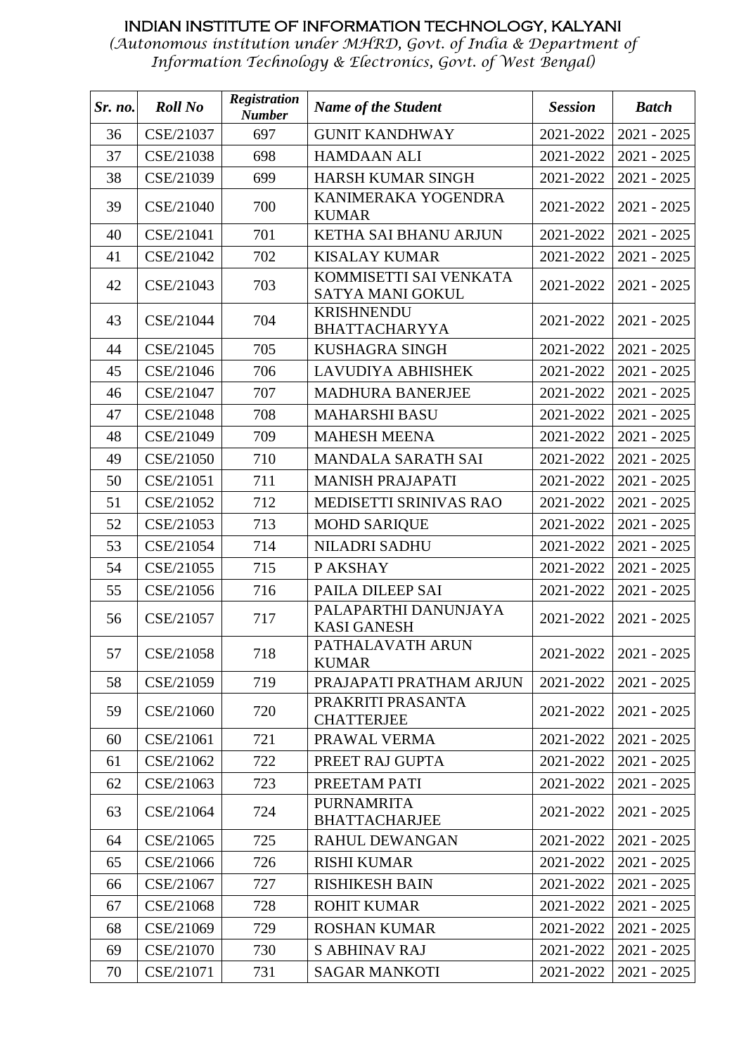# INDIAN INSTITUTE OF INFORMATION TECHNOLOGY, KALYANI

*(Autonomous institution under MHRD, Govt. of India & Department of Information Technology & Electronics, Govt. of West Bengal)*

| *Sr. no.* | *Roll No* | *Registration Number* | *Name of the Student* | *Session* | *Batch* |
|---|---|---|---|---|---|
| 36 | CSE/21037 | 697 | GUNIT KANDHWAY | 2021-2022 | 2021 - 2025 |
| 37 | CSE/21038 | 698 | HAMDAAN ALI | 2021-2022 | 2021 - 2025 |
| 38 | CSE/21039 | 699 | HARSH KUMAR SINGH | 2021-2022 | 2021 - 2025 |
| 39 | CSE/21040 | 700 | KANIMERAKA YOGENDRA KUMAR | 2021-2022 | 2021 - 2025 |
| 40 | CSE/21041 | 701 | KETHA SAI BHANU ARJUN | 2021-2022 | 2021 - 2025 |
| 41 | CSE/21042 | 702 | KISALAY KUMAR | 2021-2022 | 2021 - 2025 |
| 42 | CSE/21043 | 703 | KOMMISETTI SAI VENKATA SATYA MANI GOKUL | 2021-2022 | 2021 - 2025 |
| 43 | CSE/21044 | 704 | KRISHNENDU BHATTACHARYYA | 2021-2022 | 2021 - 2025 |
| 44 | CSE/21045 | 705 | KUSHAGRA SINGH | 2021-2022 | 2021 - 2025 |
| 45 | CSE/21046 | 706 | LAVUDIYA ABHISHEK | 2021-2022 | 2021 - 2025 |
| 46 | CSE/21047 | 707 | MADHURA BANERJEE | 2021-2022 | 2021 - 2025 |
| 47 | CSE/21048 | 708 | MAHARSHI BASU | 2021-2022 | 2021 - 2025 |
| 48 | CSE/21049 | 709 | MAHESH MEENA | 2021-2022 | 2021 - 2025 |
| 49 | CSE/21050 | 710 | MANDALA SARATH SAI | 2021-2022 | 2021 - 2025 |
| 50 | CSE/21051 | 711 | MANISH PRAJAPATI | 2021-2022 | 2021 - 2025 |
| 51 | CSE/21052 | 712 | MEDISETTI SRINIVAS RAO | 2021-2022 | 2021 - 2025 |
| 52 | CSE/21053 | 713 | MOHD SARIQUE | 2021-2022 | 2021 - 2025 |
| 53 | CSE/21054 | 714 | NILADRI SADHU | 2021-2022 | 2021 - 2025 |
| 54 | CSE/21055 | 715 | P AKSHAY | 2021-2022 | 2021 - 2025 |
| 55 | CSE/21056 | 716 | PAILA DILEEP SAI | 2021-2022 | 2021 - 2025 |
| 56 | CSE/21057 | 717 | PALAPARTHI DANUNJAYA KASI GANESH | 2021-2022 | 2021 - 2025 |
| 57 | CSE/21058 | 718 | PATHALAVATH ARUN KUMAR | 2021-2022 | 2021 - 2025 |
| 58 | CSE/21059 | 719 | PRAJAPATI PRATHAM ARJUN | 2021-2022 | 2021 - 2025 |
| 59 | CSE/21060 | 720 | PRAKRITI PRASANTA CHATTERJEE | 2021-2022 | 2021 - 2025 |
| 60 | CSE/21061 | 721 | PRAWAL VERMA | 2021-2022 | 2021 - 2025 |
| 61 | CSE/21062 | 722 | PREET RAJ GUPTA | 2021-2022 | 2021 - 2025 |
| 62 | CSE/21063 | 723 | PREETAM PATI | 2021-2022 | 2021 - 2025 |
| 63 | CSE/21064 | 724 | PURNAMRITA BHATTACHARJEE | 2021-2022 | 2021 - 2025 |
| 64 | CSE/21065 | 725 | RAHUL DEWANGAN | 2021-2022 | 2021 - 2025 |
| 65 | CSE/21066 | 726 | RISHI KUMAR | 2021-2022 | 2021 - 2025 |
| 66 | CSE/21067 | 727 | RISHIKESH BAIN | 2021-2022 | 2021 - 2025 |
| 67 | CSE/21068 | 728 | ROHIT KUMAR | 2021-2022 | 2021 - 2025 |
| 68 | CSE/21069 | 729 | ROSHAN KUMAR | 2021-2022 | 2021 - 2025 |
| 69 | CSE/21070 | 730 | S ABHINAV RAJ | 2021-2022 | 2021 - 2025 |
| 70 | CSE/21071 | 731 | SAGAR MANKOTI | 2021-2022 | 2021 - 2025 |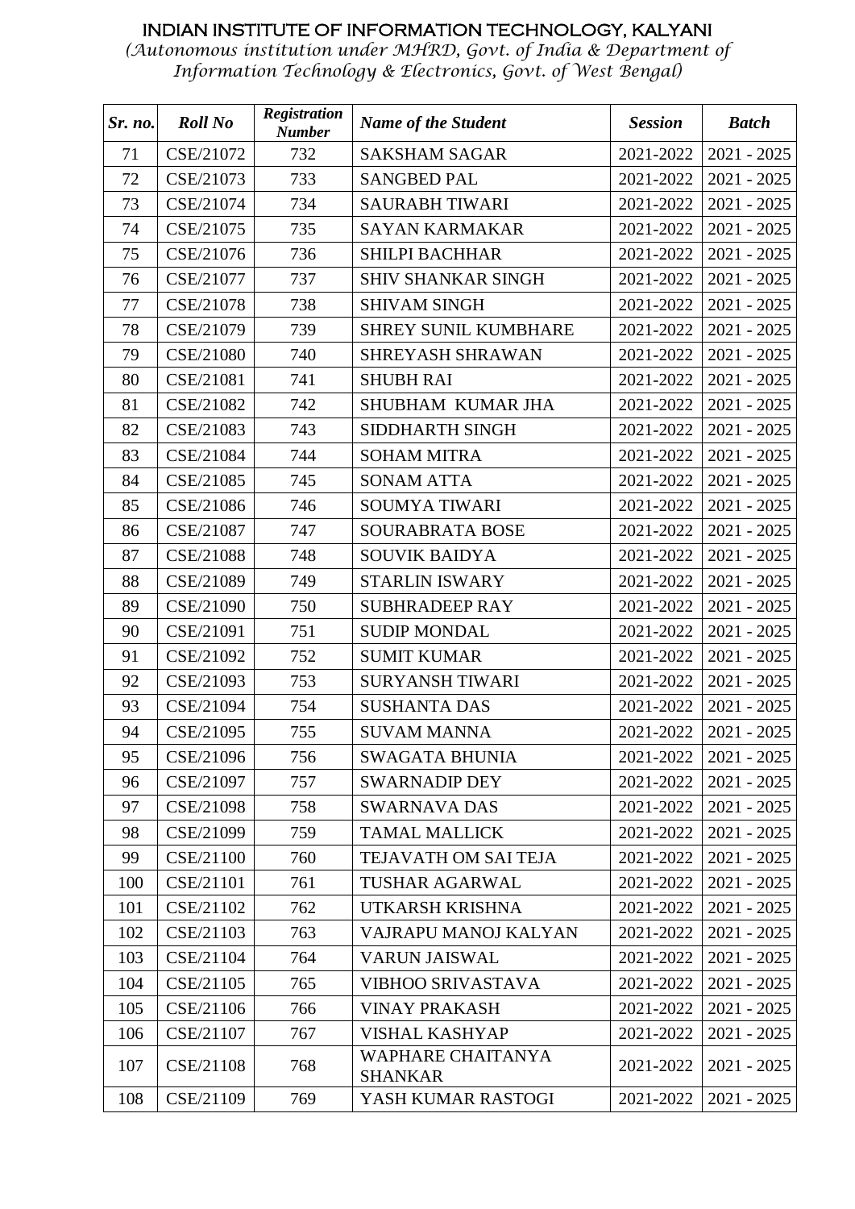# INDIAN INSTITUTE OF INFORMATION TECHNOLOGY, KALYANI

*(Autonomous institution under MHRD, Govt. of India & Department of Information Technology & Electronics, Govt. of West Bengal)*

| *Sr. no.* | *Roll No* | *Registration Number* | *Name of the Student* | *Session* | *Batch* |
|---|---|---|---|---|---|
| 71 | CSE/21072 | 732 | SAKSHAM SAGAR | 2021-2022 | 2021 - 2025 |
| 72 | CSE/21073 | 733 | SANGBED PAL | 2021-2022 | 2021 - 2025 |
| 73 | CSE/21074 | 734 | SAURABH TIWARI | 2021-2022 | 2021 - 2025 |
| 74 | CSE/21075 | 735 | SAYAN KARMAKAR | 2021-2022 | 2021 - 2025 |
| 75 | CSE/21076 | 736 | SHILPI BACHHAR | 2021-2022 | 2021 - 2025 |
| 76 | CSE/21077 | 737 | SHIV SHANKAR SINGH | 2021-2022 | 2021 - 2025 |
| 77 | CSE/21078 | 738 | SHIVAM SINGH | 2021-2022 | 2021 - 2025 |
| 78 | CSE/21079 | 739 | SHREY SUNIL KUMBHARE | 2021-2022 | 2021 - 2025 |
| 79 | CSE/21080 | 740 | SHREYASH SHRAWAN | 2021-2022 | 2021 - 2025 |
| 80 | CSE/21081 | 741 | SHUBH RAI | 2021-2022 | 2021 - 2025 |
| 81 | CSE/21082 | 742 | SHUBHAM KUMAR JHA | 2021-2022 | 2021 - 2025 |
| 82 | CSE/21083 | 743 | SIDDHARTH SINGH | 2021-2022 | 2021 - 2025 |
| 83 | CSE/21084 | 744 | SOHAM MITRA | 2021-2022 | 2021 - 2025 |
| 84 | CSE/21085 | 745 | SONAM ATTA | 2021-2022 | 2021 - 2025 |
| 85 | CSE/21086 | 746 | SOUMYA TIWARI | 2021-2022 | 2021 - 2025 |
| 86 | CSE/21087 | 747 | SOURABRATA BOSE | 2021-2022 | 2021 - 2025 |
| 87 | CSE/21088 | 748 | SOUVIK BAIDYA | 2021-2022 | 2021 - 2025 |
| 88 | CSE/21089 | 749 | STARLIN ISWARY | 2021-2022 | 2021 - 2025 |
| 89 | CSE/21090 | 750 | SUBHRADEEP RAY | 2021-2022 | 2021 - 2025 |
| 90 | CSE/21091 | 751 | SUDIP MONDAL | 2021-2022 | 2021 - 2025 |
| 91 | CSE/21092 | 752 | SUMIT KUMAR | 2021-2022 | 2021 - 2025 |
| 92 | CSE/21093 | 753 | SURYANSH TIWARI | 2021-2022 | 2021 - 2025 |
| 93 | CSE/21094 | 754 | SUSHANTA DAS | 2021-2022 | 2021 - 2025 |
| 94 | CSE/21095 | 755 | SUVAM MANNA | 2021-2022 | 2021 - 2025 |
| 95 | CSE/21096 | 756 | SWAGATA BHUNIA | 2021-2022 | 2021 - 2025 |
| 96 | CSE/21097 | 757 | SWARNADIP DEY | 2021-2022 | 2021 - 2025 |
| 97 | CSE/21098 | 758 | SWARNAVA DAS | 2021-2022 | 2021 - 2025 |
| 98 | CSE/21099 | 759 | TAMAL MALLICK | 2021-2022 | 2021 - 2025 |
| 99 | CSE/21100 | 760 | TEJAVATH OM SAI TEJA | 2021-2022 | 2021 - 2025 |
| 100 | CSE/21101 | 761 | TUSHAR AGARWAL | 2021-2022 | 2021 - 2025 |
| 101 | CSE/21102 | 762 | UTKARSH KRISHNA | 2021-2022 | 2021 - 2025 |
| 102 | CSE/21103 | 763 | VAJRAPU MANOJ KALYAN | 2021-2022 | 2021 - 2025 |
| 103 | CSE/21104 | 764 | VARUN JAISWAL | 2021-2022 | 2021 - 2025 |
| 104 | CSE/21105 | 765 | VIBHOO SRIVASTAVA | 2021-2022 | 2021 - 2025 |
| 105 | CSE/21106 | 766 | VINAY PRAKASH | 2021-2022 | 2021 - 2025 |
| 106 | CSE/21107 | 767 | VISHAL KASHYAP | 2021-2022 | 2021 - 2025 |
| 107 | CSE/21108 | 768 | WAPHARE CHAITANYA SHANKAR | 2021-2022 | 2021 - 2025 |
| 108 | CSE/21109 | 769 | YASH KUMAR RASTOGI | 2021-2022 | 2021 - 2025 |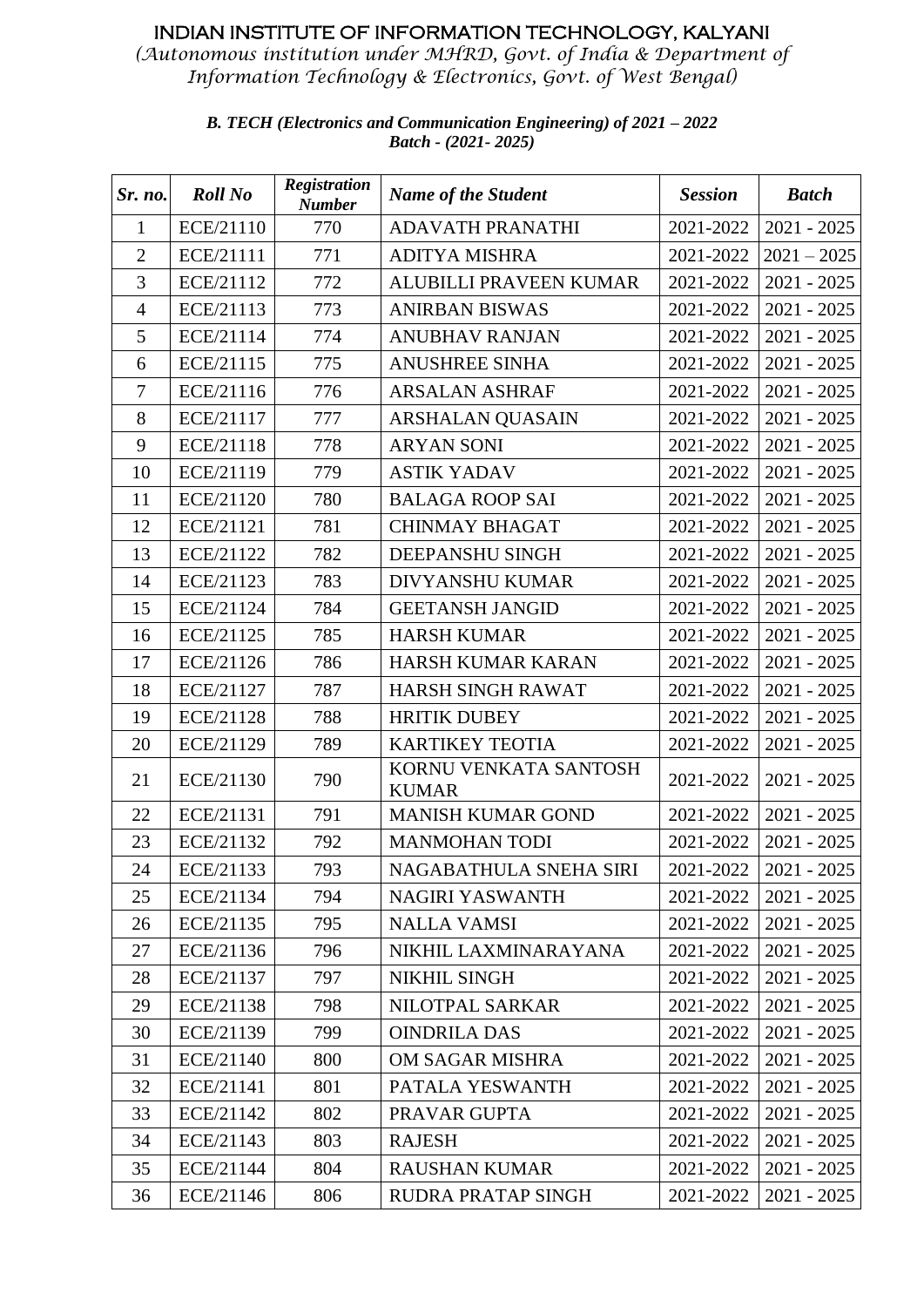# INDIAN INSTITUTE OF INFORMATION TECHNOLOGY, KALYANI

*(Autonomous institution under MHRD, Govt. of India & Department of Information Technology & Electronics, Govt. of West Bengal)*

***B. TECH (Electronics and Communication Engineering) of 2021 – 2022 Batch - (2021- 2025)***

| *Sr. no.* | *Roll No* | *Registration Number* | *Name of the Student* | *Session* | *Batch* |
|---|---|---|---|---|---|
| 1 | ECE/21110 | 770 | ADAVATH PRANATHI | 2021-2022 | 2021 - 2025 |
| 2 | ECE/21111 | 771 | ADITYA MISHRA | 2021-2022 | 2021 – 2025 |
| 3 | ECE/21112 | 772 | ALUBILLI PRAVEEN KUMAR | 2021-2022 | 2021 - 2025 |
| 4 | ECE/21113 | 773 | ANIRBAN BISWAS | 2021-2022 | 2021 - 2025 |
| 5 | ECE/21114 | 774 | ANUBHAV RANJAN | 2021-2022 | 2021 - 2025 |
| 6 | ECE/21115 | 775 | ANUSHREE SINHA | 2021-2022 | 2021 - 2025 |
| 7 | ECE/21116 | 776 | ARSALAN ASHRAF | 2021-2022 | 2021 - 2025 |
| 8 | ECE/21117 | 777 | ARSHALAN QUASAIN | 2021-2022 | 2021 - 2025 |
| 9 | ECE/21118 | 778 | ARYAN SONI | 2021-2022 | 2021 - 2025 |
| 10 | ECE/21119 | 779 | ASTIK YADAV | 2021-2022 | 2021 - 2025 |
| 11 | ECE/21120 | 780 | BALAGA ROOP SAI | 2021-2022 | 2021 - 2025 |
| 12 | ECE/21121 | 781 | CHINMAY BHAGAT | 2021-2022 | 2021 - 2025 |
| 13 | ECE/21122 | 782 | DEEPANSHU SINGH | 2021-2022 | 2021 - 2025 |
| 14 | ECE/21123 | 783 | DIVYANSHU KUMAR | 2021-2022 | 2021 - 2025 |
| 15 | ECE/21124 | 784 | GEETANSH JANGID | 2021-2022 | 2021 - 2025 |
| 16 | ECE/21125 | 785 | HARSH KUMAR | 2021-2022 | 2021 - 2025 |
| 17 | ECE/21126 | 786 | HARSH KUMAR KARAN | 2021-2022 | 2021 - 2025 |
| 18 | ECE/21127 | 787 | HARSH SINGH RAWAT | 2021-2022 | 2021 - 2025 |
| 19 | ECE/21128 | 788 | HRITIK DUBEY | 2021-2022 | 2021 - 2025 |
| 20 | ECE/21129 | 789 | KARTIKEY TEOTIA | 2021-2022 | 2021 - 2025 |
| 21 | ECE/21130 | 790 | KORNU VENKATA SANTOSH KUMAR | 2021-2022 | 2021 - 2025 |
| 22 | ECE/21131 | 791 | MANISH KUMAR GOND | 2021-2022 | 2021 - 2025 |
| 23 | ECE/21132 | 792 | MANMOHAN TODI | 2021-2022 | 2021 - 2025 |
| 24 | ECE/21133 | 793 | NAGABATHULA SNEHA SIRI | 2021-2022 | 2021 - 2025 |
| 25 | ECE/21134 | 794 | NAGIRI YASWANTH | 2021-2022 | 2021 - 2025 |
| 26 | ECE/21135 | 795 | NALLA VAMSI | 2021-2022 | 2021 - 2025 |
| 27 | ECE/21136 | 796 | NIKHIL LAXMINARAYANA | 2021-2022 | 2021 - 2025 |
| 28 | ECE/21137 | 797 | NIKHIL SINGH | 2021-2022 | 2021 - 2025 |
| 29 | ECE/21138 | 798 | NILOTPAL SARKAR | 2021-2022 | 2021 - 2025 |
| 30 | ECE/21139 | 799 | OINDRILA DAS | 2021-2022 | 2021 - 2025 |
| 31 | ECE/21140 | 800 | OM SAGAR MISHRA | 2021-2022 | 2021 - 2025 |
| 32 | ECE/21141 | 801 | PATALA YESWANTH | 2021-2022 | 2021 - 2025 |
| 33 | ECE/21142 | 802 | PRAVAR GUPTA | 2021-2022 | 2021 - 2025 |
| 34 | ECE/21143 | 803 | RAJESH | 2021-2022 | 2021 - 2025 |
| 35 | ECE/21144 | 804 | RAUSHAN KUMAR | 2021-2022 | 2021 - 2025 |
| 36 | ECE/21146 | 806 | RUDRA PRATAP SINGH | 2021-2022 | 2021 - 2025 |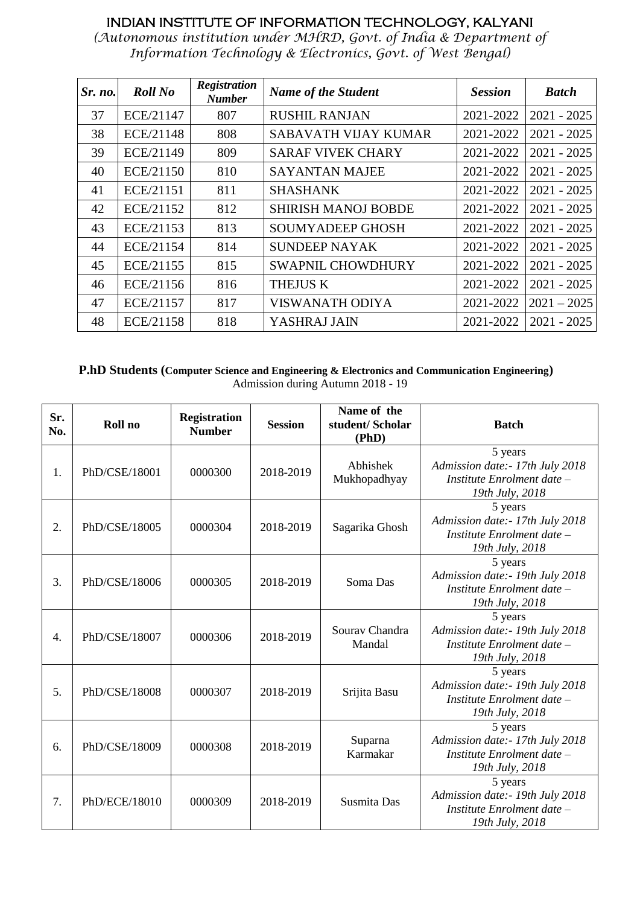# INDIAN INSTITUTE OF INFORMATION TECHNOLOGY, KALYANI

*(Autonomous institution under MHRD, Govt. of India & Department of Information Technology & Electronics, Govt. of West Bengal)*

| *Sr. no.* | *Roll No* | *Registration Number* | *Name of the Student* | *Session* | *Batch* |
|---|---|---|---|---|---|
| 37 | ECE/21147 | 807 | RUSHIL RANJAN | 2021-2022 | 2021 - 2025 |
| 38 | ECE/21148 | 808 | SABAVATH VIJAY KUMAR | 2021-2022 | 2021 - 2025 |
| 39 | ECE/21149 | 809 | SARAF VIVEK CHARY | 2021-2022 | 2021 - 2025 |
| 40 | ECE/21150 | 810 | SAYANTAN MAJEE | 2021-2022 | 2021 - 2025 |
| 41 | ECE/21151 | 811 | SHASHANK | 2021-2022 | 2021 - 2025 |
| 42 | ECE/21152 | 812 | SHIRISH MANOJ BOBDE | 2021-2022 | 2021 - 2025 |
| 43 | ECE/21153 | 813 | SOUMYADEEP GHOSH | 2021-2022 | 2021 - 2025 |
| 44 | ECE/21154 | 814 | SUNDEEP NAYAK | 2021-2022 | 2021 - 2025 |
| 45 | ECE/21155 | 815 | SWAPNIL CHOWDHURY | 2021-2022 | 2021 - 2025 |
| 46 | ECE/21156 | 816 | THEJUS K | 2021-2022 | 2021 - 2025 |
| 47 | ECE/21157 | 817 | VISWANATH ODIYA | 2021-2022 | 2021 – 2025 |
| 48 | ECE/21158 | 818 | YASHRAJ JAIN | 2021-2022 | 2021 - 2025 |

**P.hD Students (Computer Science and Engineering & Electronics and Communication Engineering)**
Admission during Autumn 2018 - 19

| Sr. No. | Roll no | Registration Number | Session | Name of the student/ Scholar (PhD) | Batch |
|---|---|---|---|---|---|
| 1. | PhD/CSE/18001 | 0000300 | 2018-2019 | Abhishek Mukhopadhyay | 5 years *Admission date:- 17th July 2018 Institute Enrolment date – 19th July, 2018* |
| 2. | PhD/CSE/18005 | 0000304 | 2018-2019 | Sagarika Ghosh | 5 years *Admission date:- 17th July 2018 Institute Enrolment date – 19th July, 2018* |
| 3. | PhD/CSE/18006 | 0000305 | 2018-2019 | Soma Das | 5 years *Admission date:- 19th July 2018 Institute Enrolment date – 19th July, 2018* |
| 4. | PhD/CSE/18007 | 0000306 | 2018-2019 | Sourav Chandra Mandal | 5 years *Admission date:- 19th July 2018 Institute Enrolment date – 19th July, 2018* |
| 5. | PhD/CSE/18008 | 0000307 | 2018-2019 | Srijita Basu | 5 years *Admission date:- 19th July 2018 Institute Enrolment date – 19th July, 2018* |
| 6. | PhD/CSE/18009 | 0000308 | 2018-2019 | Suparna Karmakar | 5 years *Admission date:- 17th July 2018 Institute Enrolment date – 19th July, 2018* |
| 7. | PhD/ECE/18010 | 0000309 | 2018-2019 | Susmita Das | 5 years *Admission date:- 19th July 2018 Institute Enrolment date – 19th July, 2018* |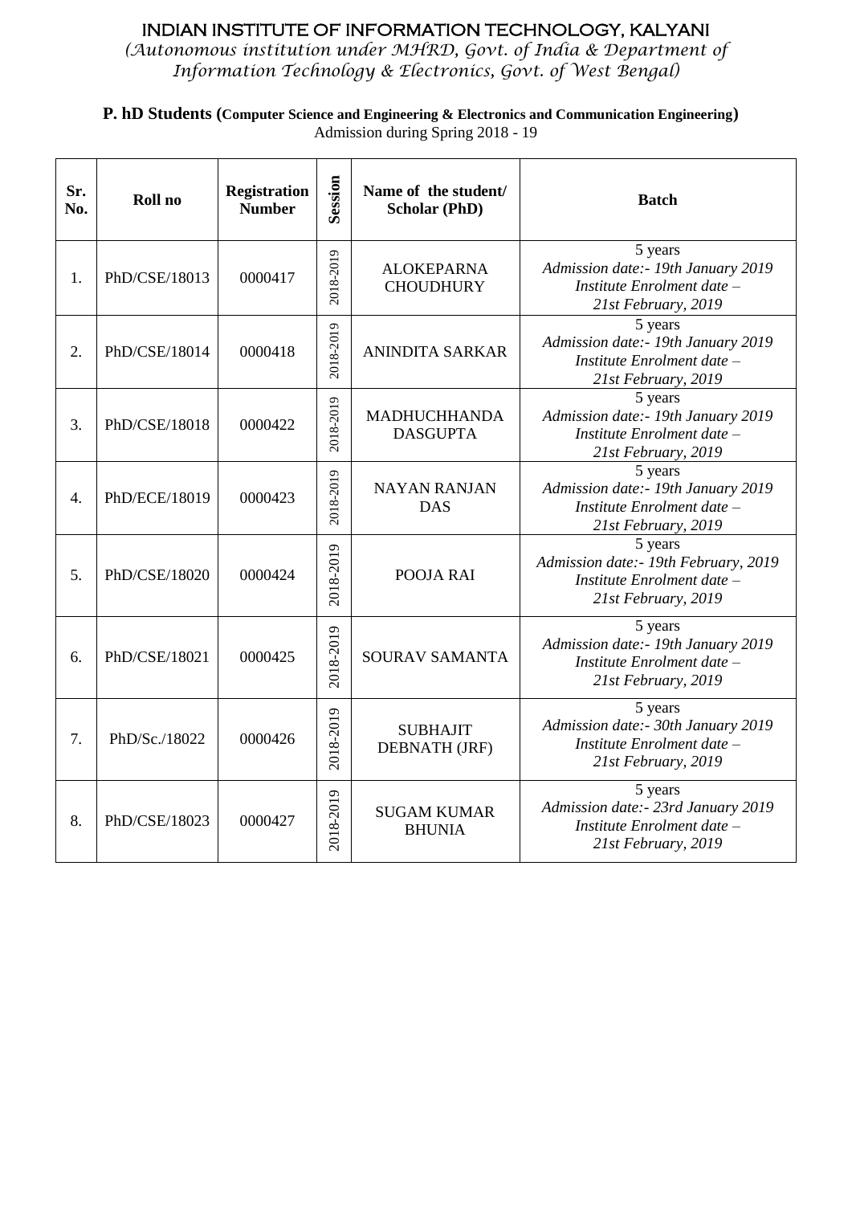# INDIAN INSTITUTE OF INFORMATION TECHNOLOGY, KALYANI

*(Autonomous institution under MHRD, Govt. of India & Department of Information Technology & Electronics, Govt. of West Bengal)*

**P. hD Students (Computer Science and Engineering & Electronics and Communication Engineering)**

Admission during Spring 2018 - 19

| Sr. No. | Roll no | Registration Number | Session | Name of the student/ Scholar (PhD) | Batch |
|---|---|---|---|---|---|
| 1. | PhD/CSE/18013 | 0000417 | 2018-2019 | ALOKEPARNA CHOUDHURY | 5 years *Admission date:- 19th January 2019 Institute Enrolment date – 21st February, 2019* |
| 2. | PhD/CSE/18014 | 0000418 | 2018-2019 | ANINDITA SARKAR | 5 years *Admission date:- 19th January 2019 Institute Enrolment date – 21st February, 2019* |
| 3. | PhD/CSE/18018 | 0000422 | 2018-2019 | MADHUCHHANDA DASGUPTA | 5 years *Admission date:- 19th January 2019 Institute Enrolment date – 21st February, 2019* |
| 4. | PhD/ECE/18019 | 0000423 | 2018-2019 | NAYAN RANJAN DAS | 5 years *Admission date:- 19th January 2019 Institute Enrolment date – 21st February, 2019* |
| 5. | PhD/CSE/18020 | 0000424 | 2018-2019 | POOJA RAI | 5 years *Admission date:- 19th February, 2019 Institute Enrolment date – 21st February, 2019* |
| 6. | PhD/CSE/18021 | 0000425 | 2018-2019 | SOURAV SAMANTA | 5 years *Admission date:- 19th January 2019 Institute Enrolment date – 21st February, 2019* |
| 7. | PhD/Sc./18022 | 0000426 | 2018-2019 | SUBHAJIT DEBNATH (JRF) | 5 years *Admission date:- 30th January 2019 Institute Enrolment date – 21st February, 2019* |
| 8. | PhD/CSE/18023 | 0000427 | 2018-2019 | SUGAM KUMAR BHUNIA | 5 years *Admission date:- 23rd January 2019 Institute Enrolment date – 21st February, 2019* |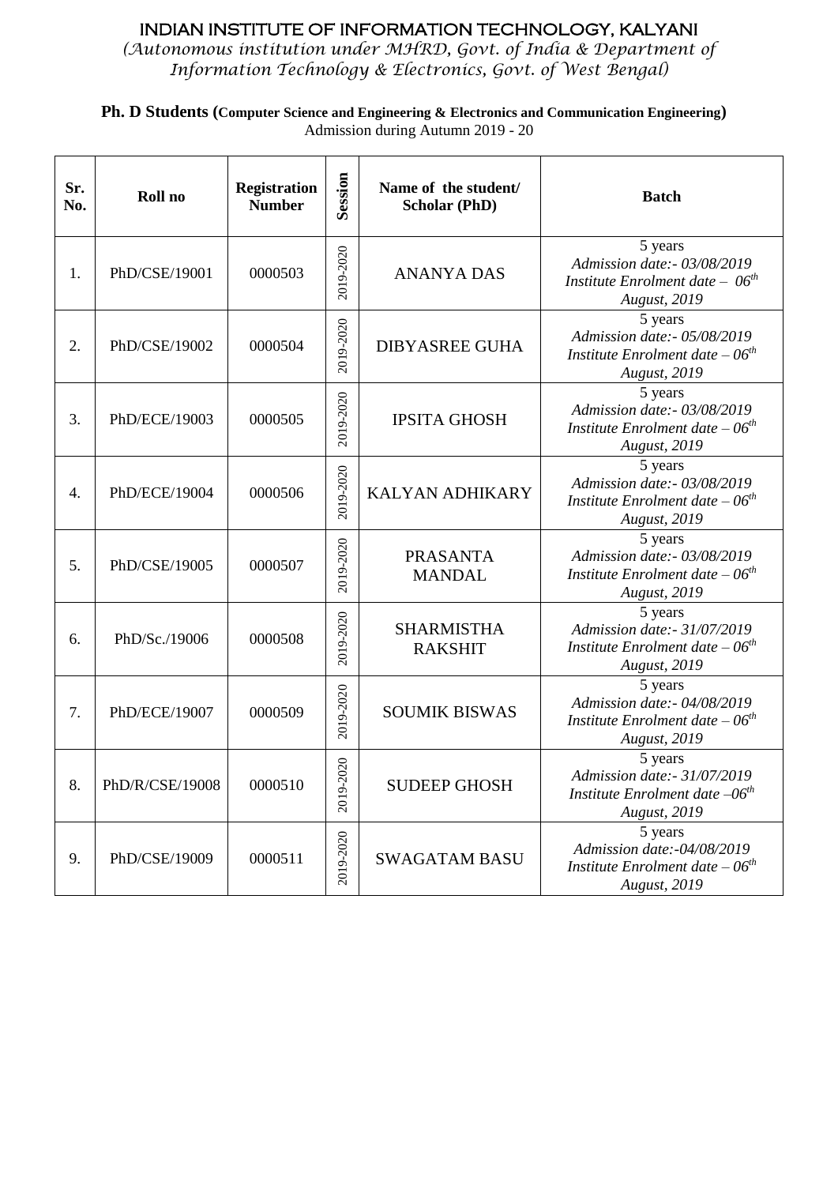# INDIAN INSTITUTE OF INFORMATION TECHNOLOGY, KALYANI

*(Autonomous institution under MHRD, Govt. of India & Department of Information Technology & Electronics, Govt. of West Bengal)*

**Ph. D Students (Computer Science and Engineering & Electronics and Communication Engineering)**

Admission during Autumn 2019 - 20

| Sr. No. | Roll no | Registration Number | Session | Name of the student/ Scholar (PhD) | Batch |
|---|---|---|---|---|---|
| 1. | PhD/CSE/19001 | 0000503 | 2019-2020 | ANANYA DAS | 5 years *Admission date:- 03/08/2019 Institute Enrolment date – 06th August, 2019* |
| 2. | PhD/CSE/19002 | 0000504 | 2019-2020 | DIBYASREE GUHA | 5 years *Admission date:- 05/08/2019 Institute Enrolment date – 06th August, 2019* |
| 3. | PhD/ECE/19003 | 0000505 | 2019-2020 | IPSITA GHOSH | 5 years *Admission date:- 03/08/2019 Institute Enrolment date – 06th August, 2019* |
| 4. | PhD/ECE/19004 | 0000506 | 2019-2020 | KALYAN ADHIKARY | 5 years *Admission date:- 03/08/2019 Institute Enrolment date – 06th August, 2019* |
| 5. | PhD/CSE/19005 | 0000507 | 2019-2020 | PRASANTA MANDAL | 5 years *Admission date:- 03/08/2019 Institute Enrolment date – 06th August, 2019* |
| 6. | PhD/Sc./19006 | 0000508 | 2019-2020 | SHARMISTHA RAKSHIT | 5 years *Admission date:- 31/07/2019 Institute Enrolment date – 06th August, 2019* |
| 7. | PhD/ECE/19007 | 0000509 | 2019-2020 | SOUMIK BISWAS | 5 years *Admission date:- 04/08/2019 Institute Enrolment date – 06th August, 2019* |
| 8. | PhD/R/CSE/19008 | 0000510 | 2019-2020 | SUDEEP GHOSH | 5 years *Admission date:- 31/07/2019 Institute Enrolment date –06th August, 2019* |
| 9. | PhD/CSE/19009 | 0000511 | 2019-2020 | SWAGATAM BASU | 5 years *Admission date:-04/08/2019 Institute Enrolment date – 06th August, 2019* |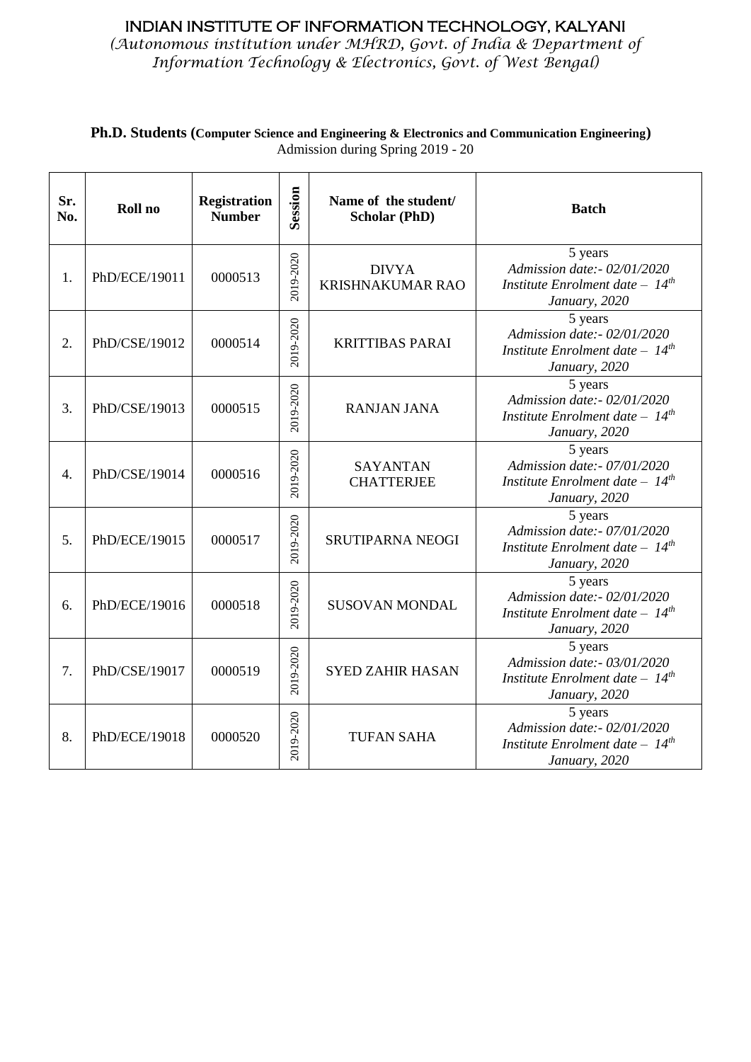# INDIAN INSTITUTE OF INFORMATION TECHNOLOGY, KALYANI

*(Autonomous institution under MHRD, Govt. of India & Department of Information Technology & Electronics, Govt. of West Bengal)*

**Ph.D. Students (Computer Science and Engineering & Electronics and Communication Engineering)**

Admission during Spring 2019 - 20

| Sr. No. | Roll no | Registration Number | Session | Name of the student/ Scholar (PhD) | Batch |
|---|---|---|---|---|---|
| 1. | PhD/ECE/19011 | 0000513 | 2019-2020 | DIVYA KRISHNAKUMAR RAO | 5 years *Admission date:- 02/01/2020 Institute Enrolment date – 14th January, 2020* |
| 2. | PhD/CSE/19012 | 0000514 | 2019-2020 | KRITTIBAS PARAI | 5 years *Admission date:- 02/01/2020 Institute Enrolment date – 14th January, 2020* |
| 3. | PhD/CSE/19013 | 0000515 | 2019-2020 | RANJAN JANA | 5 years *Admission date:- 02/01/2020 Institute Enrolment date – 14th January, 2020* |
| 4. | PhD/CSE/19014 | 0000516 | 2019-2020 | SAYANTAN CHATTERJEE | 5 years *Admission date:- 07/01/2020 Institute Enrolment date – 14th January, 2020* |
| 5. | PhD/ECE/19015 | 0000517 | 2019-2020 | SRUTIPARNA NEOGI | 5 years *Admission date:- 07/01/2020 Institute Enrolment date – 14th January, 2020* |
| 6. | PhD/ECE/19016 | 0000518 | 2019-2020 | SUSOVAN MONDAL | 5 years *Admission date:- 02/01/2020 Institute Enrolment date – 14th January, 2020* |
| 7. | PhD/CSE/19017 | 0000519 | 2019-2020 | SYED ZAHIR HASAN | 5 years *Admission date:- 03/01/2020 Institute Enrolment date – 14th January, 2020* |
| 8. | PhD/ECE/19018 | 0000520 | 2019-2020 | TUFAN SAHA | 5 years *Admission date:- 02/01/2020 Institute Enrolment date – 14th January, 2020* |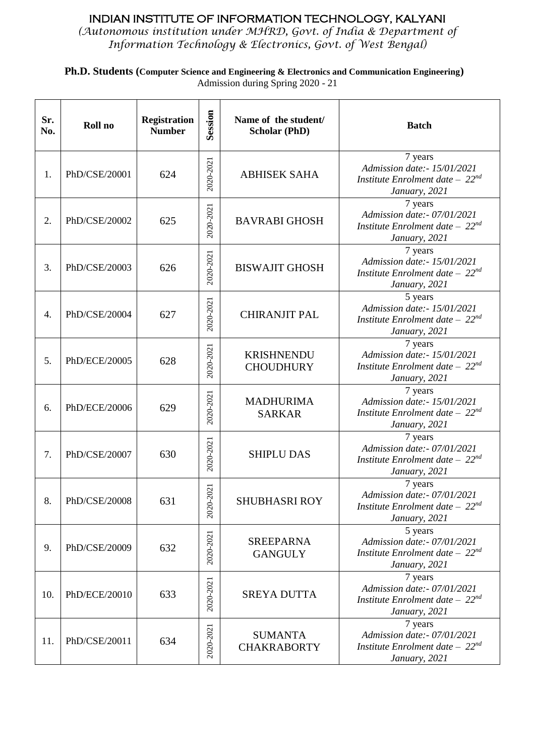# INDIAN INSTITUTE OF INFORMATION TECHNOLOGY, KALYANI

*(Autonomous institution under MHRD, Govt. of India & Department of Information Technology & Electronics, Govt. of West Bengal)*

**Ph.D. Students (Computer Science and Engineering & Electronics and Communication Engineering)**

Admission during Spring 2020 - 21

| Sr. No. | Roll no | Registration Number | Session | Name of the student/ Scholar (PhD) | Batch |
|---|---|---|---|---|---|
| 1. | PhD/CSE/20001 | 624 | 2020-2021 | ABHISEK SAHA | 7 years *Admission date:- 15/01/2021 Institute Enrolment date – 22nd January, 2021* |
| 2. | PhD/CSE/20002 | 625 | 2020-2021 | BAVRABI GHOSH | 7 years *Admission date:- 07/01/2021 Institute Enrolment date – 22nd January, 2021* |
| 3. | PhD/CSE/20003 | 626 | 2020-2021 | BISWAJIT GHOSH | 7 years *Admission date:- 15/01/2021 Institute Enrolment date – 22nd January, 2021* |
| 4. | PhD/CSE/20004 | 627 | 2020-2021 | CHIRANJIT PAL | 5 years *Admission date:- 15/01/2021 Institute Enrolment date – 22nd January, 2021* |
| 5. | PhD/ECE/20005 | 628 | 2020-2021 | KRISHNENDU CHOUDHURY | 7 years *Admission date:- 15/01/2021 Institute Enrolment date – 22nd January, 2021* |
| 6. | PhD/ECE/20006 | 629 | 2020-2021 | MADHURIMA SARKAR | 7 years *Admission date:- 15/01/2021 Institute Enrolment date – 22nd January, 2021* |
| 7. | PhD/CSE/20007 | 630 | 2020-2021 | SHIPLU DAS | 7 years *Admission date:- 07/01/2021 Institute Enrolment date – 22nd January, 2021* |
| 8. | PhD/CSE/20008 | 631 | 2020-2021 | SHUBHASRI ROY | 7 years *Admission date:- 07/01/2021 Institute Enrolment date – 22nd January, 2021* |
| 9. | PhD/CSE/20009 | 632 | 2020-2021 | SREEPARNA GANGULY | 5 years *Admission date:- 07/01/2021 Institute Enrolment date – 22nd January, 2021* |
| 10. | PhD/ECE/20010 | 633 | 2020-2021 | SREYA DUTTA | 7 years *Admission date:- 07/01/2021 Institute Enrolment date – 22nd January, 2021* |
| 11. | PhD/CSE/20011 | 634 | 2020-2021 | SUMANTA CHAKRABORTY | 7 years *Admission date:- 07/01/2021 Institute Enrolment date – 22nd January, 2021* |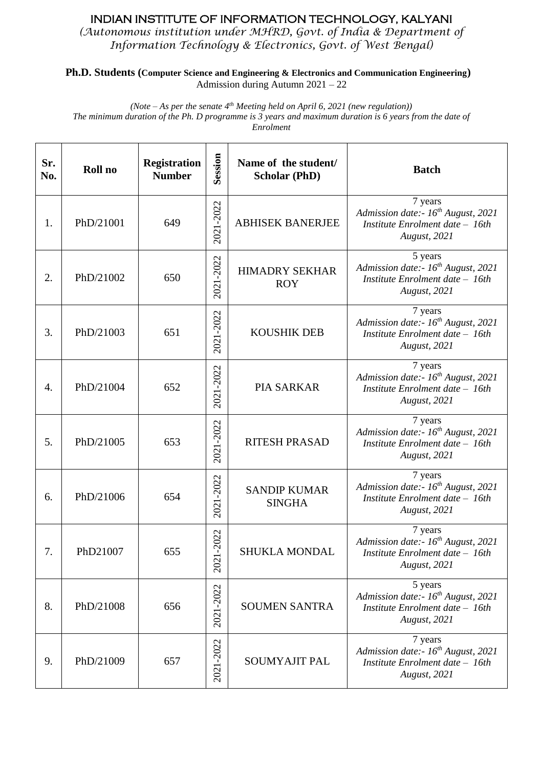# INDIAN INSTITUTE OF INFORMATION TECHNOLOGY, KALYANI

*(Autonomous institution under MHRD, Govt. of India & Department of Information Technology & Electronics, Govt. of West Bengal)*

**Ph.D. Students (Computer Science and Engineering & Electronics and Communication Engineering)**
Admission during Autumn 2021 – 22

*(Note – As per the senate 4th Meeting held on April 6, 2021 (new regulation))*
*The minimum duration of the Ph. D programme is 3 years and maximum duration is 6 years from the date of Enrolment*

| Sr. No. | Roll no | Registration Number | Session | Name of the student/ Scholar (PhD) | Batch |
|---|---|---|---|---|---|
| 1. | PhD/21001 | 649 | 2021-2022 | ABHISEK BANERJEE | 7 years *Admission date:- 16th August, 2021 Institute Enrolment date – 16th August, 2021* |
| 2. | PhD/21002 | 650 | 2021-2022 | HIMADRY SEKHAR ROY | 5 years *Admission date:- 16th August, 2021 Institute Enrolment date – 16th August, 2021* |
| 3. | PhD/21003 | 651 | 2021-2022 | KOUSHIK DEB | 7 years *Admission date:- 16th August, 2021 Institute Enrolment date – 16th August, 2021* |
| 4. | PhD/21004 | 652 | 2021-2022 | PIA SARKAR | 7 years *Admission date:- 16th August, 2021 Institute Enrolment date – 16th August, 2021* |
| 5. | PhD/21005 | 653 | 2021-2022 | RITESH PRASAD | 7 years *Admission date:- 16th August, 2021 Institute Enrolment date – 16th August, 2021* |
| 6. | PhD/21006 | 654 | 2021-2022 | SANDIP KUMAR SINGHA | 7 years *Admission date:- 16th August, 2021 Institute Enrolment date – 16th August, 2021* |
| 7. | PhD21007 | 655 | 2021-2022 | SHUKLA MONDAL | 7 years *Admission date:- 16th August, 2021 Institute Enrolment date – 16th August, 2021* |
| 8. | PhD/21008 | 656 | 2021-2022 | SOUMEN SANTRA | 5 years *Admission date:- 16th August, 2021 Institute Enrolment date – 16th August, 2021* |
| 9. | PhD/21009 | 657 | 2021-2022 | SOUMYAJIT PAL | 7 years *Admission date:- 16th August, 2021 Institute Enrolment date – 16th August, 2021* |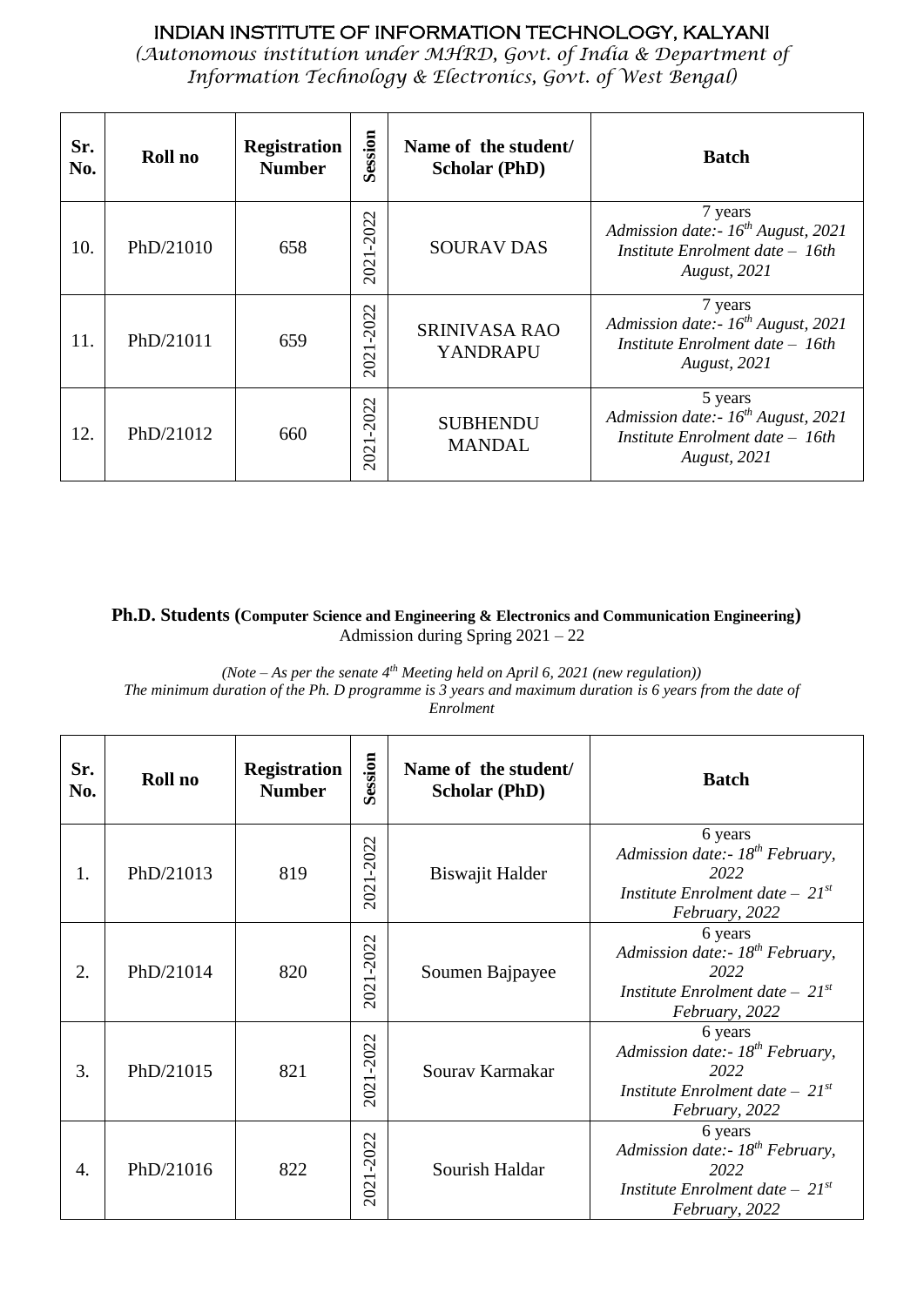# INDIAN INSTITUTE OF INFORMATION TECHNOLOGY, KALYANI

*(Autonomous institution under MHRD, Govt. of India & Department of Information Technology & Electronics, Govt. of West Bengal)*

| Sr. No. | Roll no | Registration Number | Session | Name of the student/ Scholar (PhD) | Batch |
|---|---|---|---|---|---|
| 10. | PhD/21010 | 658 | 2021-2022 | SOURAV DAS | 7 years *Admission date:- 16th August, 2021* *Institute Enrolment date – 16th August, 2021* |
| 11. | PhD/21011 | 659 | 2021-2022 | SRINIVASA RAO YANDRAPU | 7 years *Admission date:- 16th August, 2021* *Institute Enrolment date – 16th August, 2021* |
| 12. | PhD/21012 | 660 | 2021-2022 | SUBHENDU MANDAL | 5 years *Admission date:- 16th August, 2021* *Institute Enrolment date – 16th August, 2021* |

**Ph.D. Students (Computer Science and Engineering & Electronics and Communication Engineering)**
Admission during Spring 2021 – 22

*(Note – As per the senate 4th Meeting held on April 6, 2021 (new regulation))*
*The minimum duration of the Ph. D programme is 3 years and maximum duration is 6 years from the date of Enrolment*

| Sr. No. | Roll no | Registration Number | Session | Name of the student/ Scholar (PhD) | Batch |
|---|---|---|---|---|---|
| 1. | PhD/21013 | 819 | 2021-2022 | Biswajit Halder | 6 years *Admission date:- 18th February, 2022* *Institute Enrolment date – 21st February, 2022* |
| 2. | PhD/21014 | 820 | 2021-2022 | Soumen Bajpayee | 6 years *Admission date:- 18th February, 2022* *Institute Enrolment date – 21st February, 2022* |
| 3. | PhD/21015 | 821 | 2021-2022 | Sourav Karmakar | 6 years *Admission date:- 18th February, 2022* *Institute Enrolment date – 21st February, 2022* |
| 4. | PhD/21016 | 822 | 2021-2022 | Sourish Haldar | 6 years *Admission date:- 18th February, 2022* *Institute Enrolment date – 21st February, 2022* |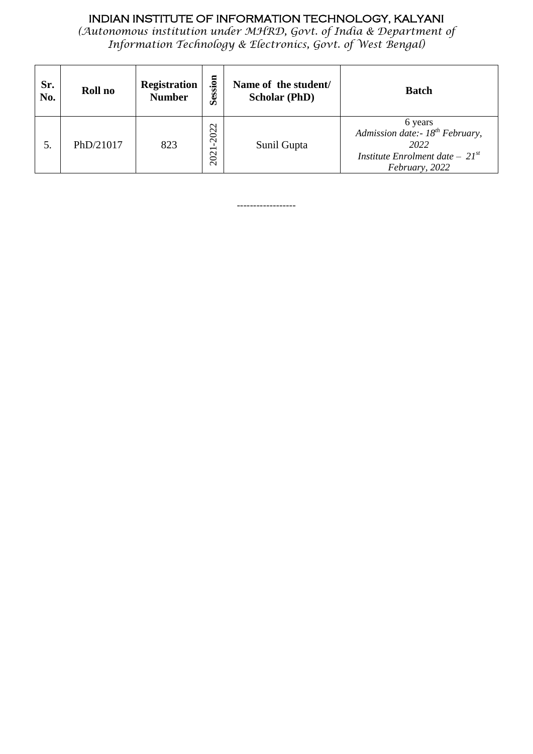# INDIAN INSTITUTE OF INFORMATION TECHNOLOGY, KALYANI

*(Autonomous institution under MHRD, Govt. of India & Department of Information Technology & Electronics, Govt. of West Bengal)*

| Sr. No. | Roll no | Registration Number | Session | Name of the student/ Scholar (PhD) | Batch |
|---|---|---|---|---|---|
| 5. | PhD/21017 | 823 | 2021-2022 | Sunil Gupta | 6 years *Admission date:- 18th February, 2022* *Institute Enrolment date – 21st February, 2022* |

------------------